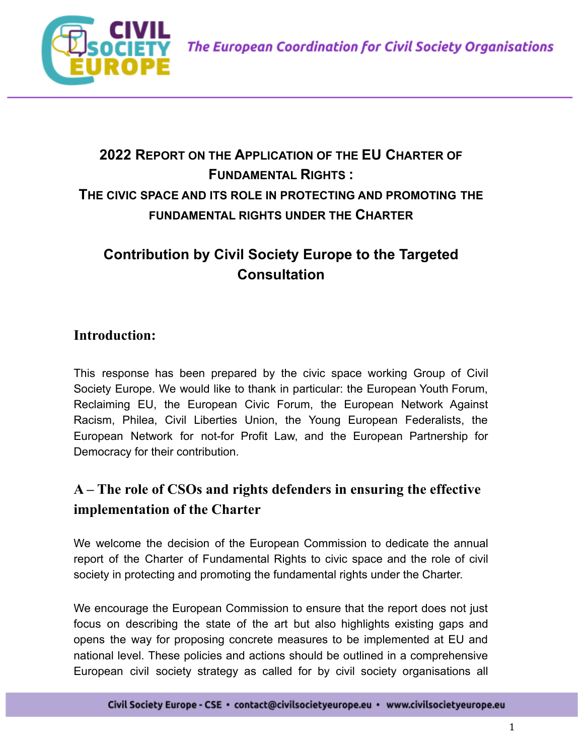# 2022 Report on the Application of the EU Charter of Fundamental Rights: The civic space and its role in protecting and promoting the fundamental rights under the Charter

## Contribution by Civil Society Europe to the Targeted Consultation

### Introduction:

This response has been prepared by the civic space working Group of Civil Society Europe. We would like to thank in particular: the European Youth Forum, Reclaiming EU, the European Civic Forum, the European Network Against Racism, Philea, Civil Liberties Union, the Young European Federalists, the European Network for not-for Profit Law, and the European Partnership for Democracy for their contribution.

## A – The role of CSOs and rights defenders in ensuring the effective implementation of the Charter

We welcome the decision of the European Commission to dedicate the annual report of the Charter of Fundamental Rights to civic space and the role of civil society in protecting and promoting the fundamental rights under the Charter.

We encourage the European Commission to ensure that the report does not just focus on describing the state of the art but also highlights existing gaps and opens the way for proposing concrete measures to be implemented at EU and national level. These policies and actions should be outlined in a comprehensive European civil society strategy as called for by civil society organisations all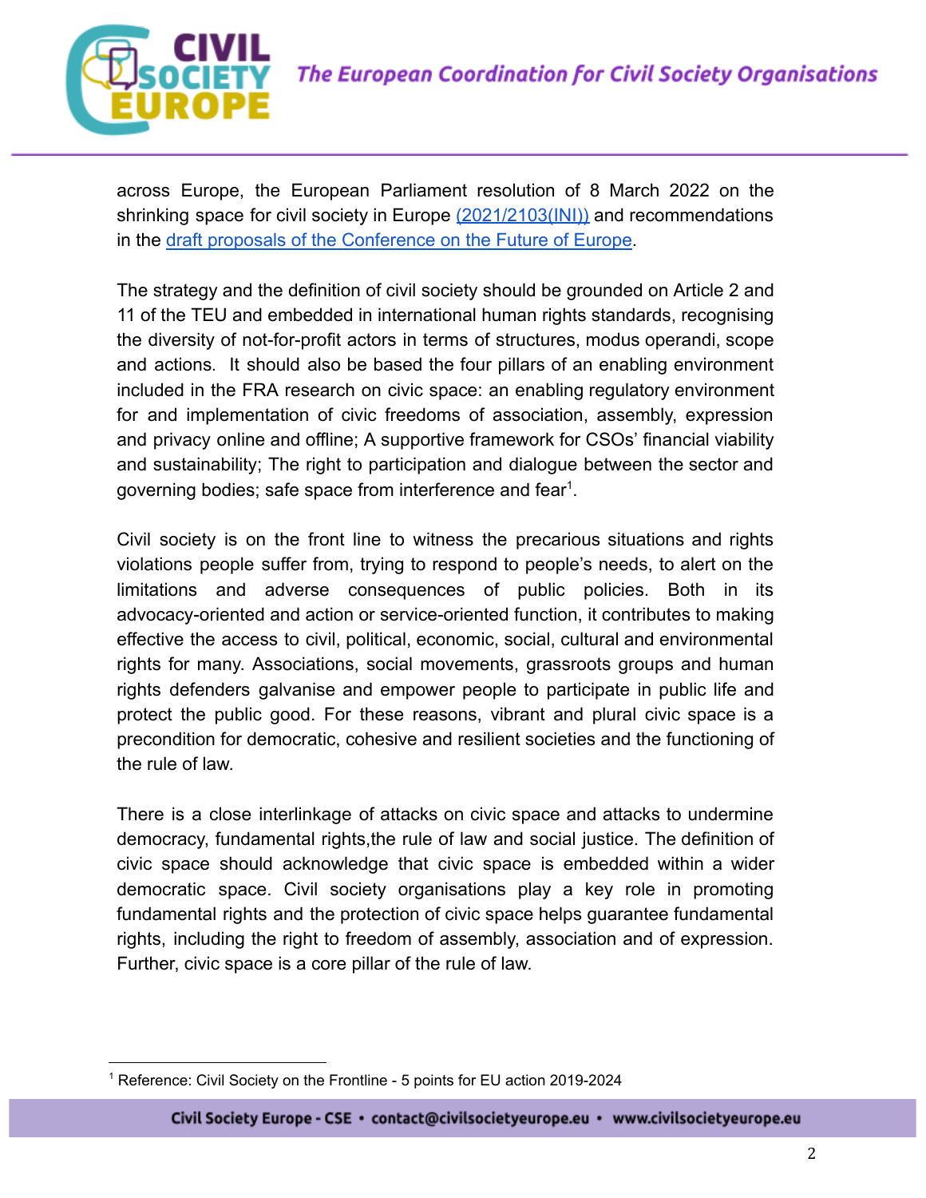across Europe, the European Parliament resolution of 8 March 2022 on the shrinking space for civil society in Europe [(2021/2103(INI))]() and recommendations in the [draft proposals of the Conference on the Future of Europe]().

The strategy and the definition of civil society should be grounded on Article 2 and 11 of the TEU and embedded in international human rights standards, recognising the diversity of not-for-profit actors in terms of structures, modus operandi, scope and actions. It should also be based the four pillars of an enabling environment included in the FRA research on civic space: an enabling regulatory environment for and implementation of civic freedoms of association, assembly, expression and privacy online and offline; A supportive framework for CSOs' financial viability and sustainability; The right to participation and dialogue between the sector and governing bodies; safe space from interference and fear[1].

Civil society is on the front line to witness the precarious situations and rights violations people suffer from, trying to respond to people's needs, to alert on the limitations and adverse consequences of public policies. Both in its advocacy-oriented and action or service-oriented function, it contributes to making effective the access to civil, political, economic, social, cultural and environmental rights for many. Associations, social movements, grassroots groups and human rights defenders galvanise and empower people to participate in public life and protect the public good. For these reasons, vibrant and plural civic space is a precondition for democratic, cohesive and resilient societies and the functioning of the rule of law.

There is a close interlinkage of attacks on civic space and attacks to undermine democracy, fundamental rights,the rule of law and social justice. The definition of civic space should acknowledge that civic space is embedded within a wider democratic space. Civil society organisations play a key role in promoting fundamental rights and the protection of civic space helps guarantee fundamental rights, including the right to freedom of assembly, association and of expression. Further, civic space is a core pillar of the rule of law.

[1] Reference: Civil Society on the Frontline - 5 points for EU action 2019-2024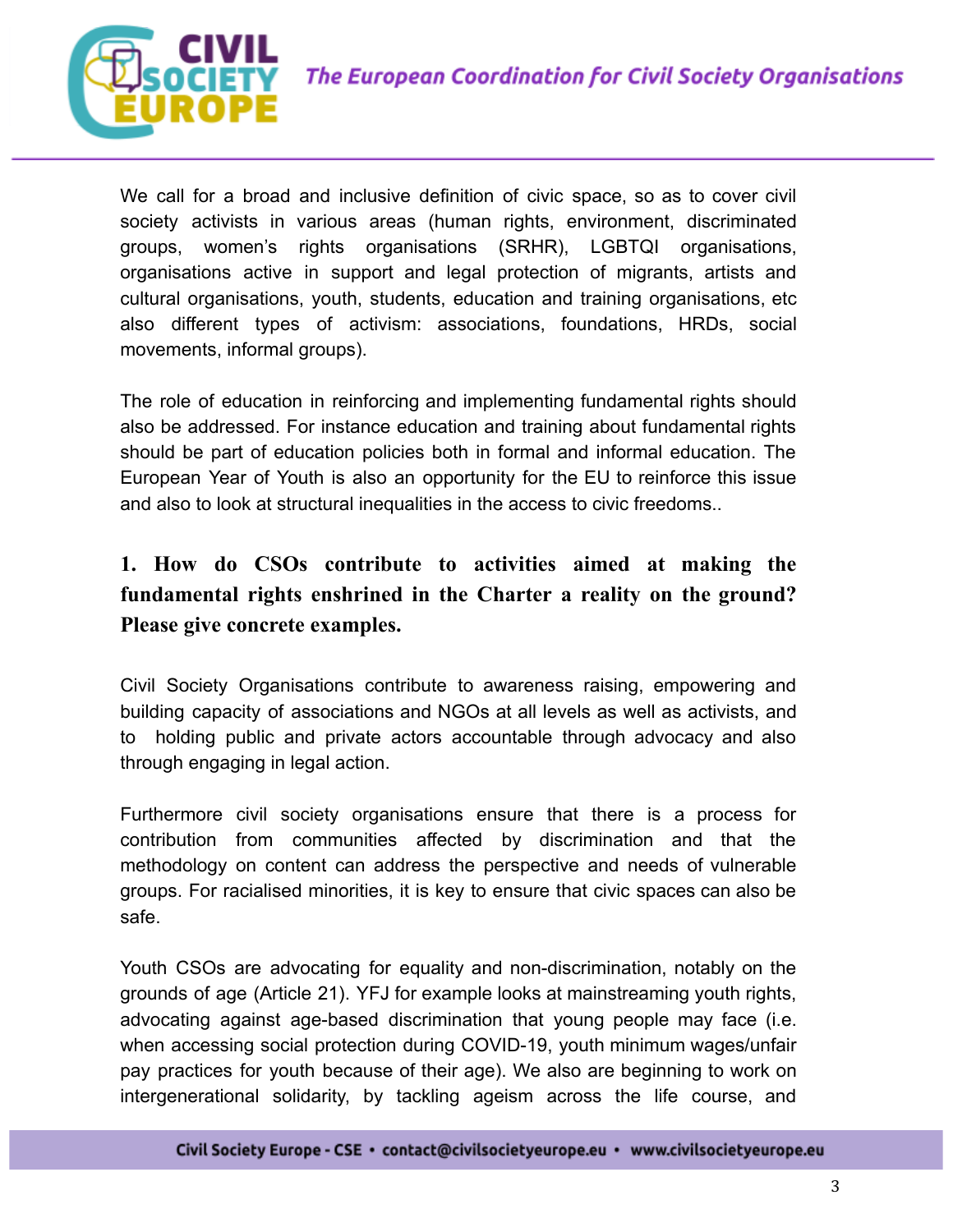We call for a broad and inclusive definition of civic space, so as to cover civil society activists in various areas (human rights, environment, discriminated groups, women's rights organisations (SRHR), LGBTQI organisations, organisations active in support and legal protection of migrants, artists and cultural organisations, youth, students, education and training organisations, etc also different types of activism: associations, foundations, HRDs, social movements, informal groups).

The role of education in reinforcing and implementing fundamental rights should also be addressed. For instance education and training about fundamental rights should be part of education policies both in formal and informal education. The European Year of Youth is also an opportunity for the EU to reinforce this issue and also to look at structural inequalities in the access to civic freedoms..

### 1. How do CSOs contribute to activities aimed at making the fundamental rights enshrined in the Charter a reality on the ground? Please give concrete examples.

Civil Society Organisations contribute to awareness raising, empowering and building capacity of associations and NGOs at all levels as well as activists, and to holding public and private actors accountable through advocacy and also through engaging in legal action.

Furthermore civil society organisations ensure that there is a process for contribution from communities affected by discrimination and that the methodology on content can address the perspective and needs of vulnerable groups. For racialised minorities, it is key to ensure that civic spaces can also be safe.

Youth CSOs are advocating for equality and non-discrimination, notably on the grounds of age (Article 21). YFJ for example looks at mainstreaming youth rights, advocating against age-based discrimination that young people may face (i.e. when accessing social protection during COVID-19, youth minimum wages/unfair pay practices for youth because of their age). We also are beginning to work on intergenerational solidarity, by tackling ageism across the life course, and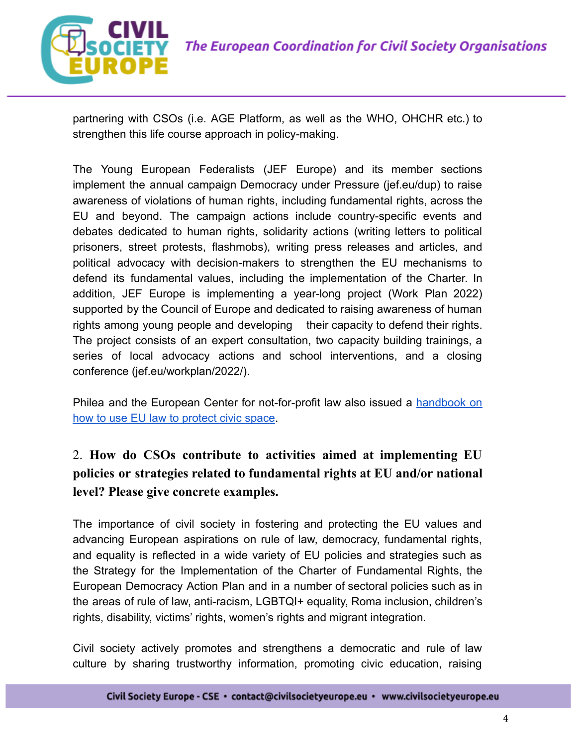partnering with CSOs (i.e. AGE Platform, as well as the WHO, OHCHR etc.) to strengthen this life course approach in policy-making.

The Young European Federalists (JEF Europe) and its member sections implement the annual campaign Democracy under Pressure (jef.eu/dup) to raise awareness of violations of human rights, including fundamental rights, across the EU and beyond. The campaign actions include country-specific events and debates dedicated to human rights, solidarity actions (writing letters to political prisoners, street protests, flashmobs), writing press releases and articles, and political advocacy with decision-makers to strengthen the EU mechanisms to defend its fundamental values, including the implementation of the Charter. In addition, JEF Europe is implementing a year-long project (Work Plan 2022) supported by the Council of Europe and dedicated to raising awareness of human rights among young people and developing their capacity to defend their rights. The project consists of an expert consultation, two capacity building trainings, a series of local advocacy actions and school interventions, and a closing conference (jef.eu/workplan/2022/).

Philea and the European Center for not-for-profit law also issued a handbook on how to use EU law to protect civic space.

## 2. **How do CSOs contribute to activities aimed at implementing EU policies or strategies related to fundamental rights at EU and/or national level? Please give concrete examples.**

The importance of civil society in fostering and protecting the EU values and advancing European aspirations on rule of law, democracy, fundamental rights, and equality is reflected in a wide variety of EU policies and strategies such as the Strategy for the Implementation of the Charter of Fundamental Rights, the European Democracy Action Plan and in a number of sectoral policies such as in the areas of rule of law, anti-racism, LGBTQI+ equality, Roma inclusion, children's rights, disability, victims' rights, women's rights and migrant integration.

Civil society actively promotes and strengthens a democratic and rule of law culture by sharing trustworthy information, promoting civic education, raising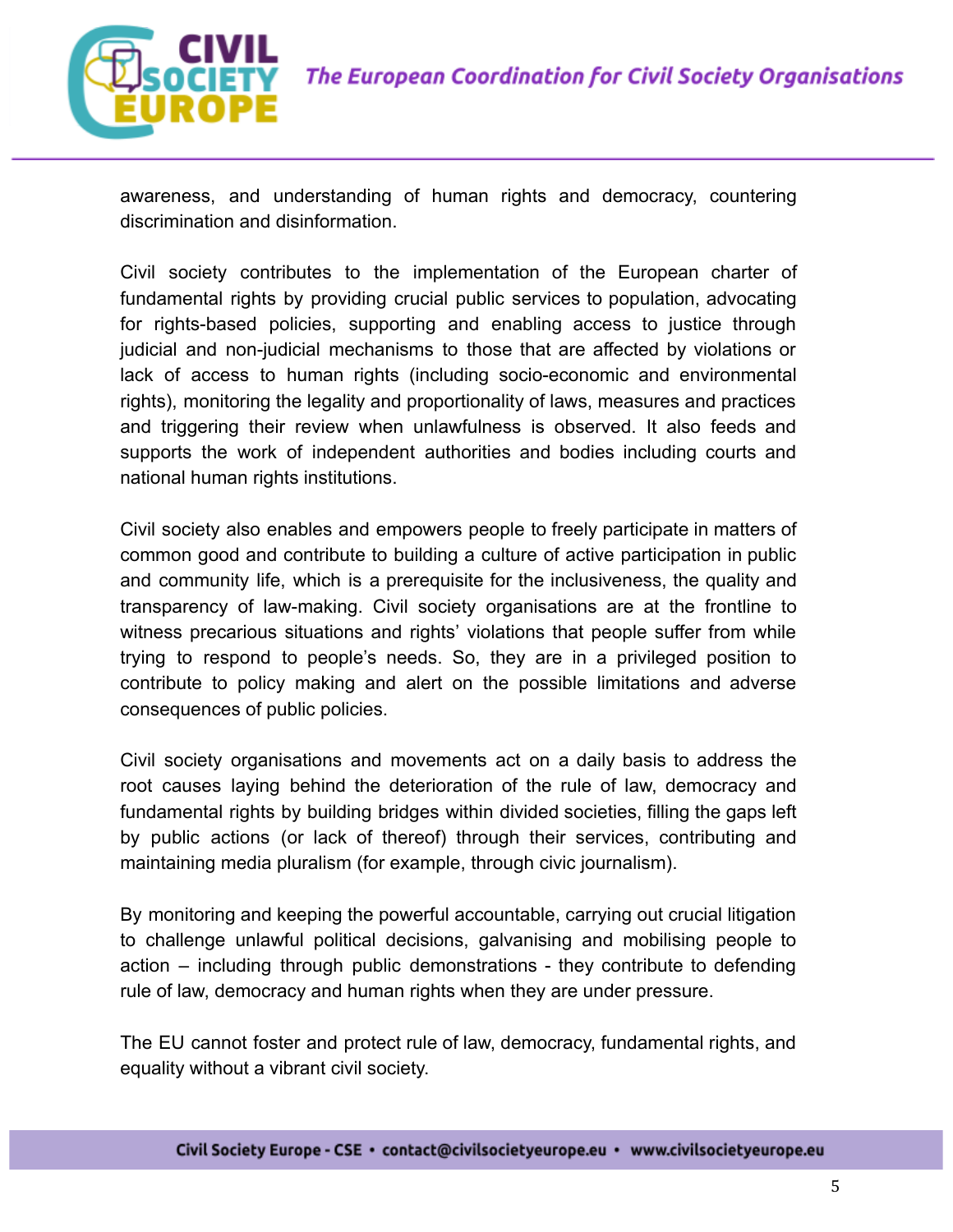awareness, and understanding of human rights and democracy, countering discrimination and disinformation.

Civil society contributes to the implementation of the European charter of fundamental rights by providing crucial public services to population, advocating for rights-based policies, supporting and enabling access to justice through judicial and non-judicial mechanisms to those that are affected by violations or lack of access to human rights (including socio-economic and environmental rights), monitoring the legality and proportionality of laws, measures and practices and triggering their review when unlawfulness is observed. It also feeds and supports the work of independent authorities and bodies including courts and national human rights institutions.

Civil society also enables and empowers people to freely participate in matters of common good and contribute to building a culture of active participation in public and community life, which is a prerequisite for the inclusiveness, the quality and transparency of law-making. Civil society organisations are at the frontline to witness precarious situations and rights' violations that people suffer from while trying to respond to people's needs. So, they are in a privileged position to contribute to policy making and alert on the possible limitations and adverse consequences of public policies.

Civil society organisations and movements act on a daily basis to address the root causes laying behind the deterioration of the rule of law, democracy and fundamental rights by building bridges within divided societies, filling the gaps left by public actions (or lack of thereof) through their services, contributing and maintaining media pluralism (for example, through civic journalism).

By monitoring and keeping the powerful accountable, carrying out crucial litigation to challenge unlawful political decisions, galvanising and mobilising people to action – including through public demonstrations - they contribute to defending rule of law, democracy and human rights when they are under pressure.

The EU cannot foster and protect rule of law, democracy, fundamental rights, and equality without a vibrant civil society.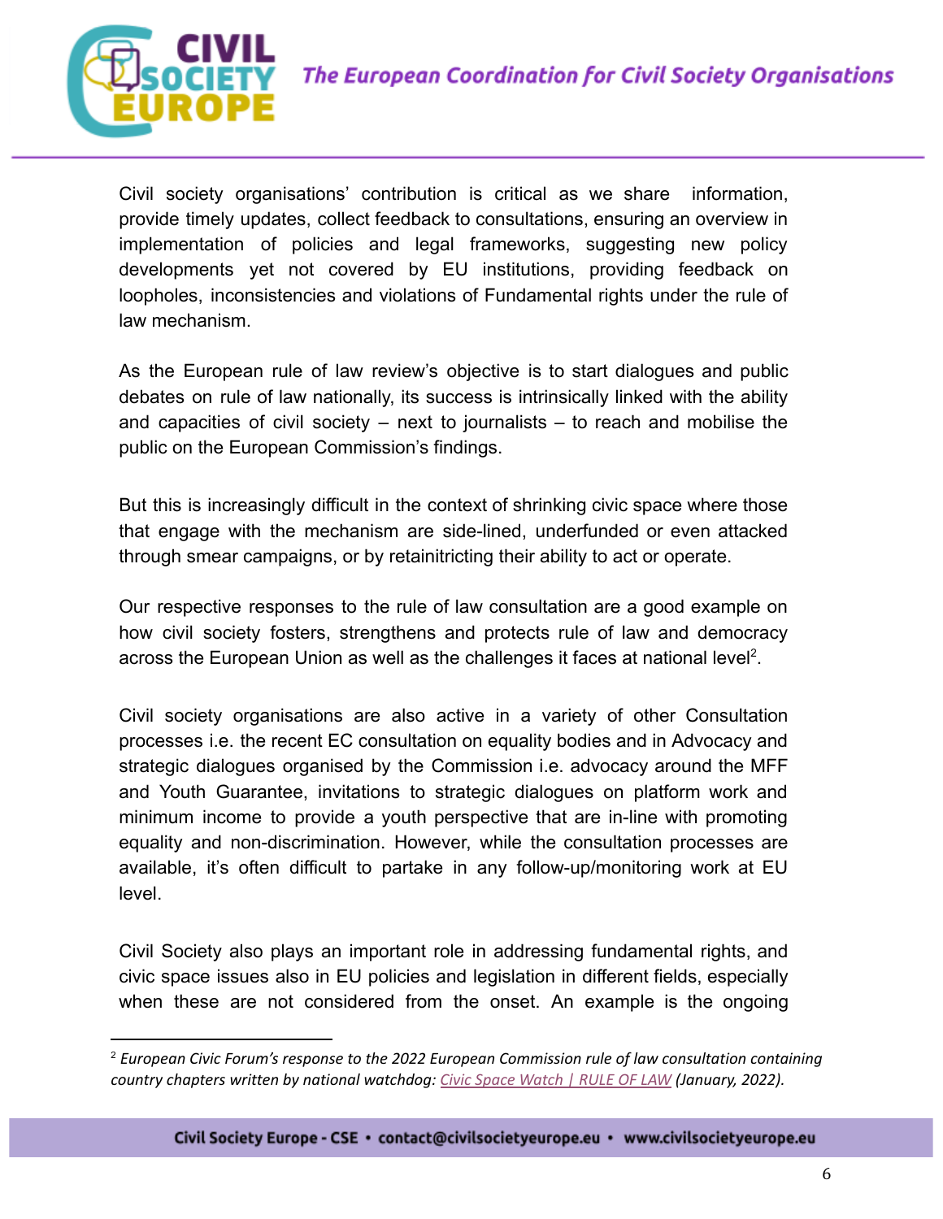Civil society organisations' contribution is critical as we share information, provide timely updates, collect feedback to consultations, ensuring an overview in implementation of policies and legal frameworks, suggesting new policy developments yet not covered by EU institutions, providing feedback on loopholes, inconsistencies and violations of Fundamental rights under the rule of law mechanism.

As the European rule of law review's objective is to start dialogues and public debates on rule of law nationally, its success is intrinsically linked with the ability and capacities of civil society – next to journalists – to reach and mobilise the public on the European Commission's findings.

But this is increasingly difficult in the context of shrinking civic space where those that engage with the mechanism are side-lined, underfunded or even attacked through smear campaigns, or by retainitricting their ability to act or operate.

Our respective responses to the rule of law consultation are a good example on how civil society fosters, strengthens and protects rule of law and democracy across the European Union as well as the challenges it faces at national level[2].

Civil society organisations are also active in a variety of other Consultation processes i.e. the recent EC consultation on equality bodies and in Advocacy and strategic dialogues organised by the Commission i.e. advocacy around the MFF and Youth Guarantee, invitations to strategic dialogues on platform work and minimum income to provide a youth perspective that are in-line with promoting equality and non-discrimination. However, while the consultation processes are available, it's often difficult to partake in any follow-up/monitoring work at EU level.

Civil Society also plays an important role in addressing fundamental rights, and civic space issues also in EU policies and legislation in different fields, especially when these are not considered from the onset. An example is the ongoing

---

[2] *European Civic Forum's response to the 2022 European Commission rule of law consultation containing country chapters written by national watchdog: Civic Space Watch | RULE OF LAW (January, 2022).*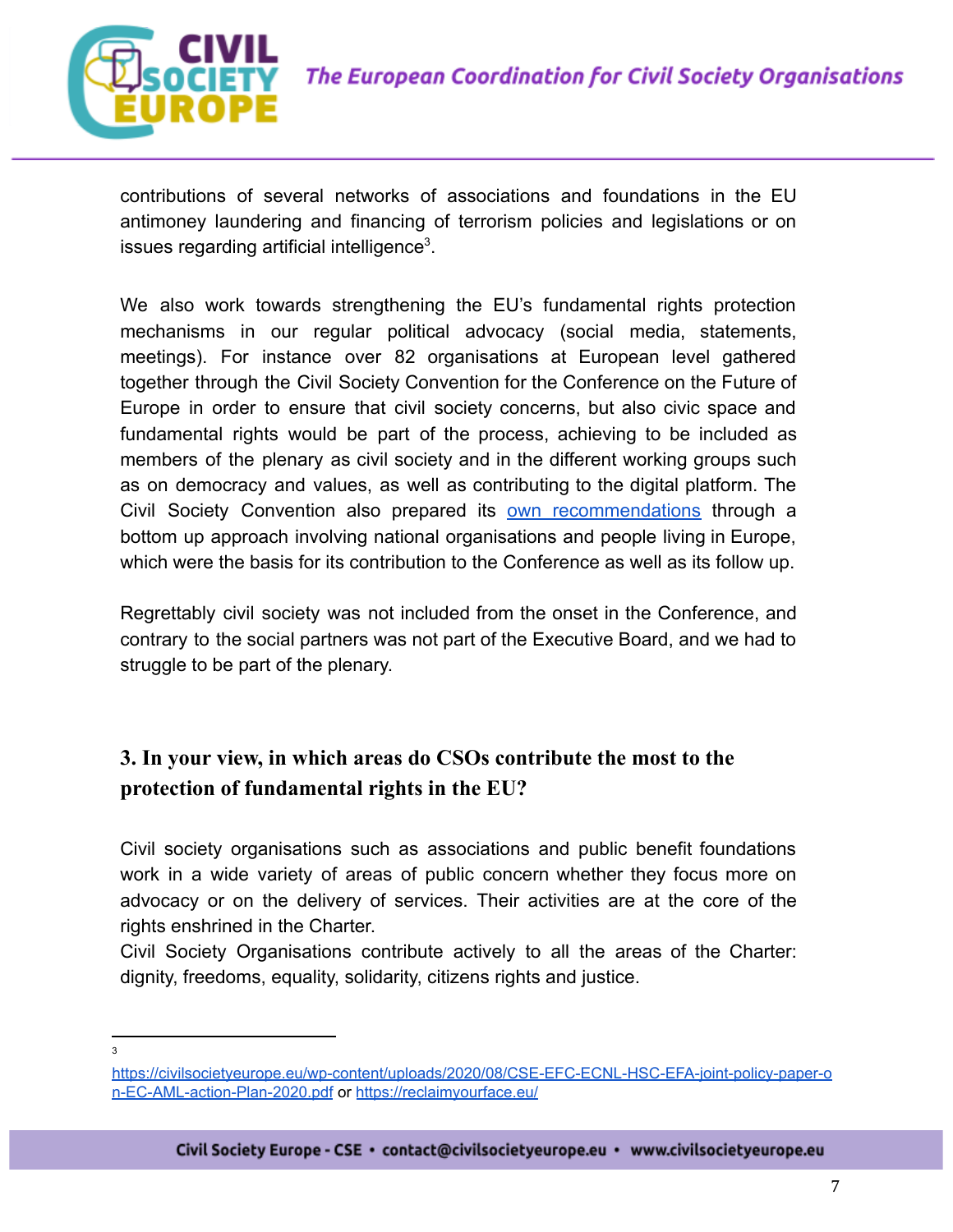contributions of several networks of associations and foundations in the EU antimoney laundering and financing of terrorism policies and legislations or on issues regarding artificial intelligence[3].

We also work towards strengthening the EU's fundamental rights protection mechanisms in our regular political advocacy (social media, statements, meetings). For instance over 82 organisations at European level gathered together through the Civil Society Convention for the Conference on the Future of Europe in order to ensure that civil society concerns, but also civic space and fundamental rights would be part of the process, achieving to be included as members of the plenary as civil society and in the different working groups such as on democracy and values, as well as contributing to the digital platform. The Civil Society Convention also prepared its [own recommendations]() through a bottom up approach involving national organisations and people living in Europe, which were the basis for its contribution to the Conference as well as its follow up.

Regrettably civil society was not included from the onset in the Conference, and contrary to the social partners was not part of the Executive Board, and we had to struggle to be part of the plenary.

### 3. In your view, in which areas do CSOs contribute the most to the protection of fundamental rights in the EU?

Civil society organisations such as associations and public benefit foundations work in a wide variety of areas of public concern whether they focus more on advocacy or on the delivery of services. Their activities are at the core of the rights enshrined in the Charter.
Civil Society Organisations contribute actively to all the areas of the Charter: dignity, freedoms, equality, solidarity, citizens rights and justice.

---

[3] https://civilsocietyeurope.eu/wp-content/uploads/2020/08/CSE-EFC-ECNL-HSC-EFA-joint-policy-paper-on-EC-AML-action-Plan-2020.pdf or https://reclaimyourface.eu/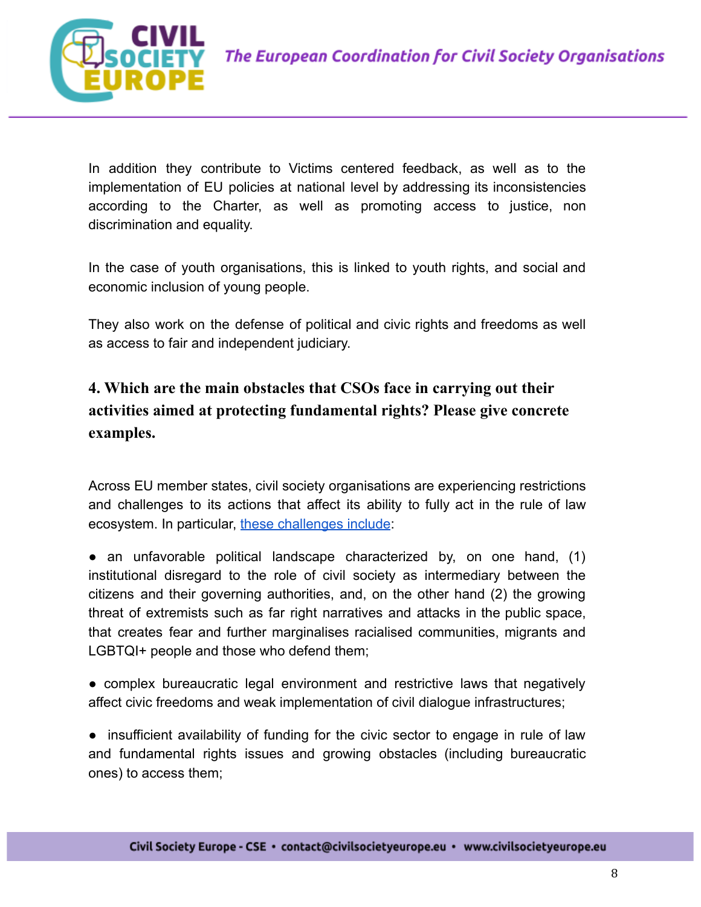In addition they contribute to Victims centered feedback, as well as to the implementation of EU policies at national level by addressing its inconsistencies according to the Charter, as well as promoting access to justice, non discrimination and equality.

In the case of youth organisations, this is linked to youth rights, and social and economic inclusion of young people.

They also work on the defense of political and civic rights and freedoms as well as access to fair and independent judiciary.

### 4. Which are the main obstacles that CSOs face in carrying out their activities aimed at protecting fundamental rights? Please give concrete examples.

Across EU member states, civil society organisations are experiencing restrictions and challenges to its actions that affect its ability to fully act in the rule of law ecosystem. In particular, these challenges include:

- an unfavorable political landscape characterized by, on one hand, (1) institutional disregard to the role of civil society as intermediary between the citizens and their governing authorities, and, on the other hand (2) the growing threat of extremists such as far right narratives and attacks in the public space, that creates fear and further marginalises racialised communities, migrants and LGBTQI+ people and those who defend them;
- complex bureaucratic legal environment and restrictive laws that negatively affect civic freedoms and weak implementation of civil dialogue infrastructures;
- insufficient availability of funding for the civic sector to engage in rule of law and fundamental rights issues and growing obstacles (including bureaucratic ones) to access them;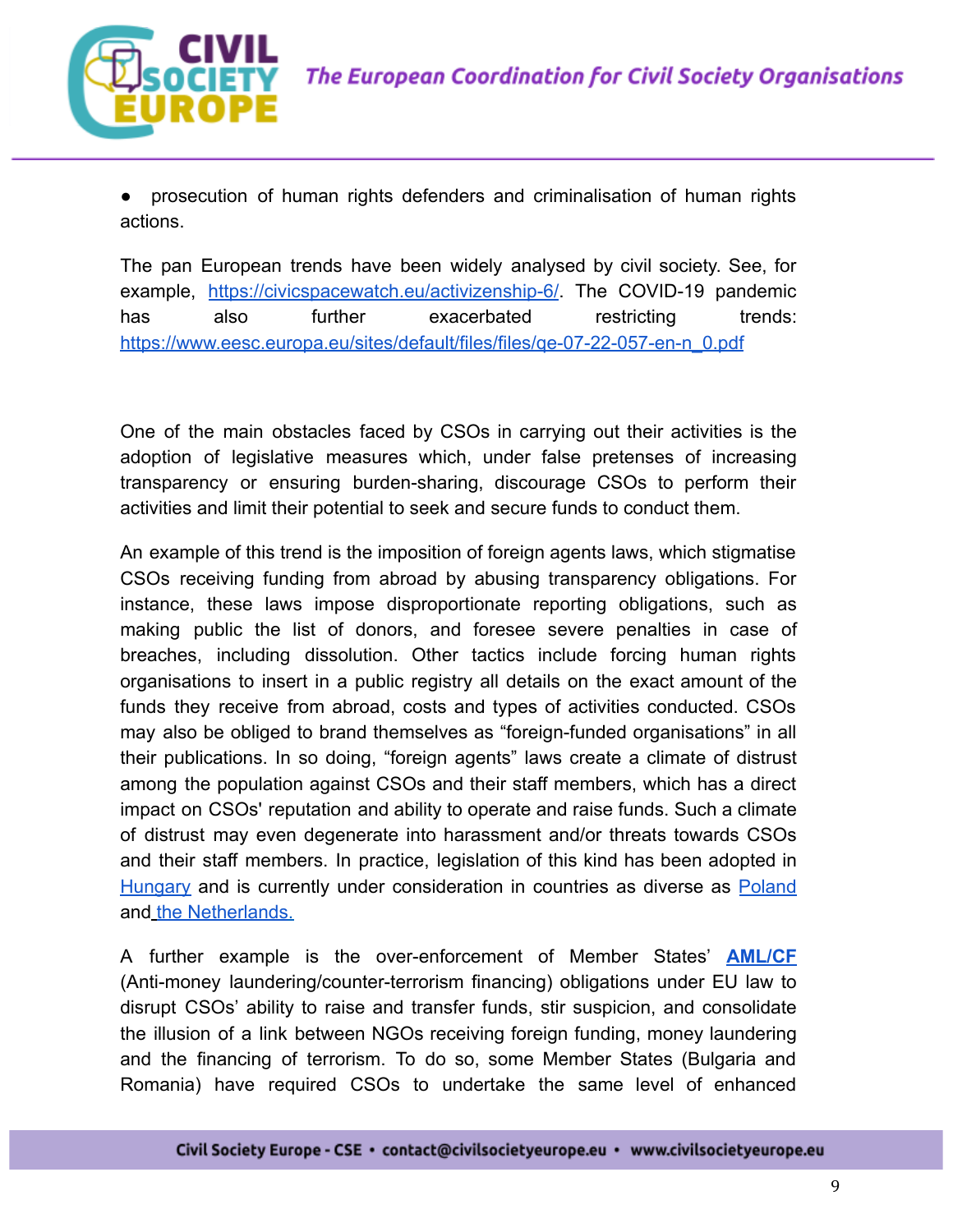- prosecution of human rights defenders and criminalisation of human rights actions.

The pan European trends have been widely analysed by civil society. See, for example, https://civicspacewatch.eu/activizenship-6/. The COVID-19 pandemic has also further exacerbated restricting trends: https://www.eesc.europa.eu/sites/default/files/files/qe-07-22-057-en-n_0.pdf

One of the main obstacles faced by CSOs in carrying out their activities is the adoption of legislative measures which, under false pretenses of increasing transparency or ensuring burden-sharing, discourage CSOs to perform their activities and limit their potential to seek and secure funds to conduct them.

An example of this trend is the imposition of foreign agents laws, which stigmatise CSOs receiving funding from abroad by abusing transparency obligations. For instance, these laws impose disproportionate reporting obligations, such as making public the list of donors, and foresee severe penalties in case of breaches, including dissolution. Other tactics include forcing human rights organisations to insert in a public registry all details on the exact amount of the funds they receive from abroad, costs and types of activities conducted. CSOs may also be obliged to brand themselves as "foreign-funded organisations" in all their publications. In so doing, "foreign agents" laws create a climate of distrust among the population against CSOs and their staff members, which has a direct impact on CSOs' reputation and ability to operate and raise funds. Such a climate of distrust may even degenerate into harassment and/or threats towards CSOs and their staff members. In practice, legislation of this kind has been adopted in Hungary and is currently under consideration in countries as diverse as Poland and the Netherlands.

A further example is the over-enforcement of Member States' **AML/CF** (Anti-money laundering/counter-terrorism financing) obligations under EU law to disrupt CSOs' ability to raise and transfer funds, stir suspicion, and consolidate the illusion of a link between NGOs receiving foreign funding, money laundering and the financing of terrorism. To do so, some Member States (Bulgaria and Romania) have required CSOs to undertake the same level of enhanced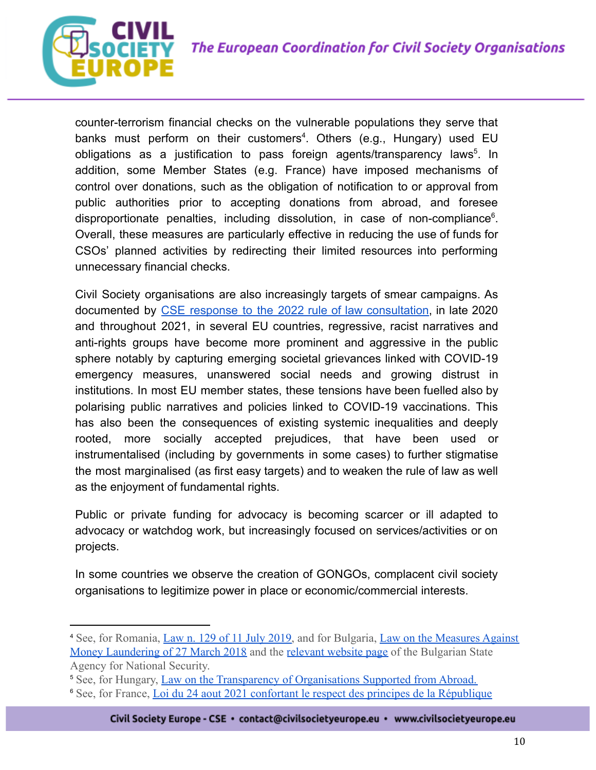counter-terrorism financial checks on the vulnerable populations they serve that banks must perform on their customers[4]. Others (e.g., Hungary) used EU obligations as a justification to pass foreign agents/transparency laws[5]. In addition, some Member States (e.g. France) have imposed mechanisms of control over donations, such as the obligation of notification to or approval from public authorities prior to accepting donations from abroad, and foresee disproportionate penalties, including dissolution, in case of non-compliance[6]. Overall, these measures are particularly effective in reducing the use of funds for CSOs' planned activities by redirecting their limited resources into performing unnecessary financial checks.

Civil Society organisations are also increasingly targets of smear campaigns. As documented by [CSE response to the 2022 rule of law consultation](), in late 2020 and throughout 2021, in several EU countries, regressive, racist narratives and anti-rights groups have become more prominent and aggressive in the public sphere notably by capturing emerging societal grievances linked with COVID-19 emergency measures, unanswered social needs and growing distrust in institutions. In most EU member states, these tensions have been fuelled also by polarising public narratives and policies linked to COVID-19 vaccinations. This has also been the consequences of existing systemic inequalities and deeply rooted, more socially accepted prejudices, that have been used or instrumentalised (including by governments in some cases) to further stigmatise the most marginalised (as first easy targets) and to weaken the rule of law as well as the enjoyment of fundamental rights.

Public or private funding for advocacy is becoming scarcer or ill adapted to advocacy or watchdog work, but increasingly focused on services/activities or on projects.

In some countries we observe the creation of GONGOs, complacent civil society organisations to legitimize power in place or economic/commercial interests.

---

[4] See, for Romania, Law n. 129 of 11 July 2019, and for Bulgaria, Law on the Measures Against Money Laundering of 27 March 2018 and the relevant website page of the Bulgarian State Agency for National Security.

[5] See, for Hungary, Law on the Transparency of Organisations Supported from Abroad.

[6] See, for France, Loi du 24 aout 2021 confortant le respect des principes de la République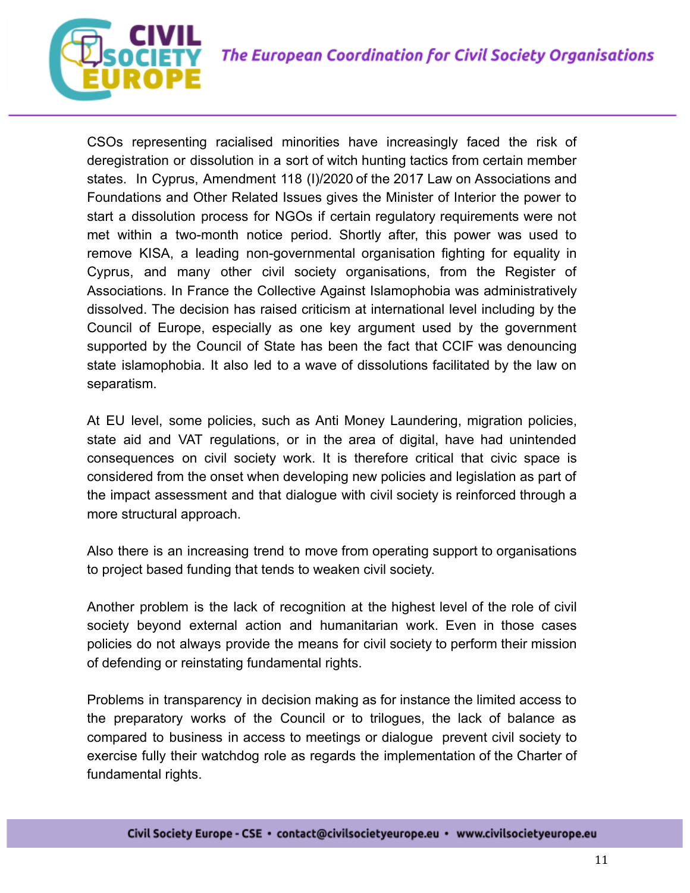CSOs representing racialised minorities have increasingly faced the risk of deregistration or dissolution in a sort of witch hunting tactics from certain member states. In Cyprus, Amendment 118 (I)/2020 of the 2017 Law on Associations and Foundations and Other Related Issues gives the Minister of Interior the power to start a dissolution process for NGOs if certain regulatory requirements were not met within a two-month notice period. Shortly after, this power was used to remove KISA, a leading non-governmental organisation fighting for equality in Cyprus, and many other civil society organisations, from the Register of Associations. In France the Collective Against Islamophobia was administratively dissolved. The decision has raised criticism at international level including by the Council of Europe, especially as one key argument used by the government supported by the Council of State has been the fact that CCIF was denouncing state islamophobia. It also led to a wave of dissolutions facilitated by the law on separatism.

At EU level, some policies, such as Anti Money Laundering, migration policies, state aid and VAT regulations, or in the area of digital, have had unintended consequences on civil society work. It is therefore critical that civic space is considered from the onset when developing new policies and legislation as part of the impact assessment and that dialogue with civil society is reinforced through a more structural approach.

Also there is an increasing trend to move from operating support to organisations to project based funding that tends to weaken civil society.

Another problem is the lack of recognition at the highest level of the role of civil society beyond external action and humanitarian work. Even in those cases policies do not always provide the means for civil society to perform their mission of defending or reinstating fundamental rights.

Problems in transparency in decision making as for instance the limited access to the preparatory works of the Council or to trilogues, the lack of balance as compared to business in access to meetings or dialogue prevent civil society to exercise fully their watchdog role as regards the implementation of the Charter of fundamental rights.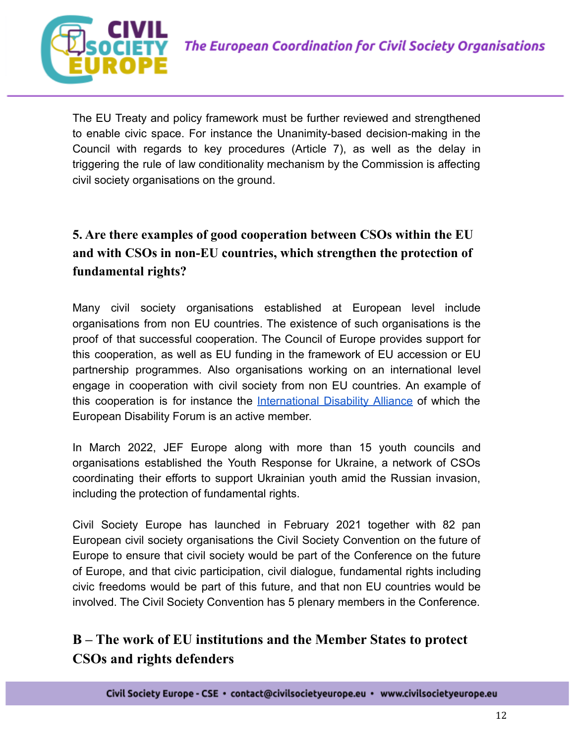The EU Treaty and policy framework must be further reviewed and strengthened to enable civic space. For instance the Unanimity-based decision-making in the Council with regards to key procedures (Article 7), as well as the delay in triggering the rule of law conditionality mechanism by the Commission is affecting civil society organisations on the ground.

### 5. Are there examples of good cooperation between CSOs within the EU and with CSOs in non-EU countries, which strengthen the protection of fundamental rights?

Many civil society organisations established at European level include organisations from non EU countries. The existence of such organisations is the proof of that successful cooperation. The Council of Europe provides support for this cooperation, as well as EU funding in the framework of EU accession or EU partnership programmes. Also organisations working on an international level engage in cooperation with civil society from non EU countries. An example of this cooperation is for instance the International Disability Alliance of which the European Disability Forum is an active member.

In March 2022, JEF Europe along with more than 15 youth councils and organisations established the Youth Response for Ukraine, a network of CSOs coordinating their efforts to support Ukrainian youth amid the Russian invasion, including the protection of fundamental rights.

Civil Society Europe has launched in February 2021 together with 82 pan European civil society organisations the Civil Society Convention on the future of Europe to ensure that civil society would be part of the Conference on the future of Europe, and that civic participation, civil dialogue, fundamental rights including civic freedoms would be part of this future, and that non EU countries would be involved. The Civil Society Convention has 5 plenary members in the Conference.

## B – The work of EU institutions and the Member States to protect CSOs and rights defenders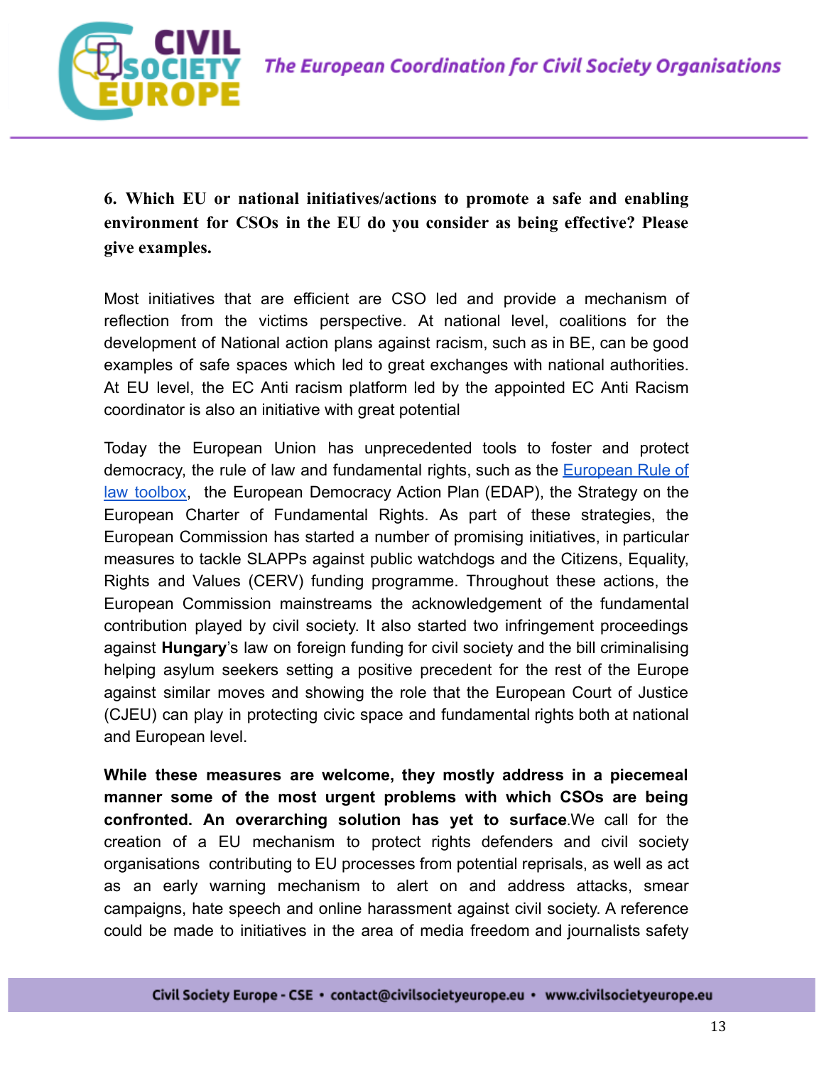**6. Which EU or national initiatives/actions to promote a safe and enabling environment for CSOs in the EU do you consider as being effective? Please give examples.**

Most initiatives that are efficient are CSO led and provide a mechanism of reflection from the victims perspective. At national level, coalitions for the development of National action plans against racism, such as in BE, can be good examples of safe spaces which led to great exchanges with national authorities. At EU level, the EC Anti racism platform led by the appointed EC Anti Racism coordinator is also an initiative with great potential

Today the European Union has unprecedented tools to foster and protect democracy, the rule of law and fundamental rights, such as the European Rule of law toolbox, the European Democracy Action Plan (EDAP), the Strategy on the European Charter of Fundamental Rights. As part of these strategies, the European Commission has started a number of promising initiatives, in particular measures to tackle SLAPPs against public watchdogs and the Citizens, Equality, Rights and Values (CERV) funding programme. Throughout these actions, the European Commission mainstreams the acknowledgement of the fundamental contribution played by civil society. It also started two infringement proceedings against **Hungary**'s law on foreign funding for civil society and the bill criminalising helping asylum seekers setting a positive precedent for the rest of the Europe against similar moves and showing the role that the European Court of Justice (CJEU) can play in protecting civic space and fundamental rights both at national and European level.

**While these measures are welcome, they mostly address in a piecemeal manner some of the most urgent problems with which CSOs are being confronted. An overarching solution has yet to surface**.We call for the creation of a EU mechanism to protect rights defenders and civil society organisations contributing to EU processes from potential reprisals, as well as act as an early warning mechanism to alert on and address attacks, smear campaigns, hate speech and online harassment against civil society. A reference could be made to initiatives in the area of media freedom and journalists safety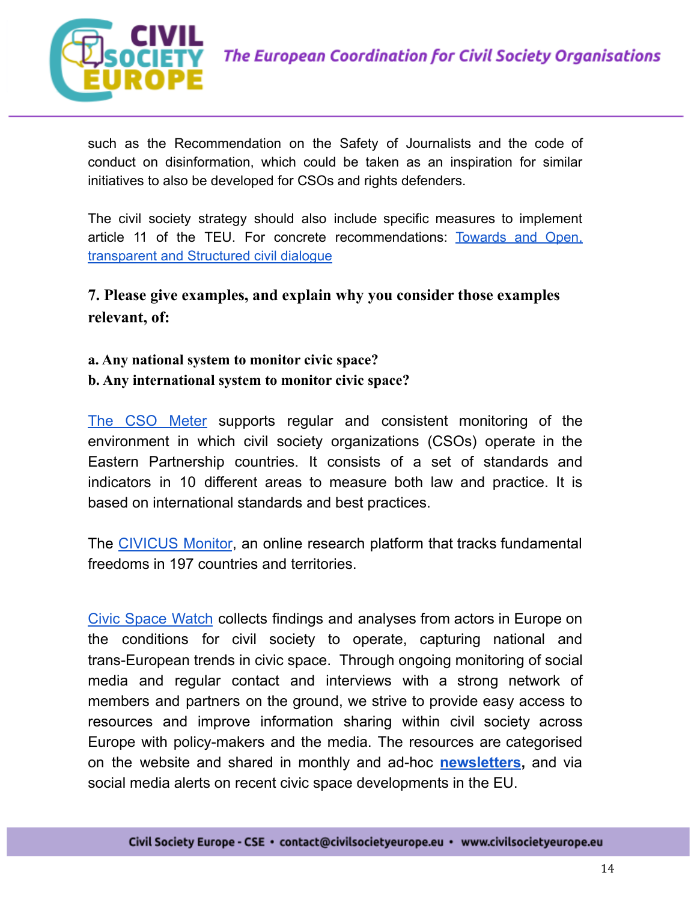such as the Recommendation on the Safety of Journalists and the code of conduct on disinformation, which could be taken as an inspiration for similar initiatives to also be developed for CSOs and rights defenders.

The civil society strategy should also include specific measures to implement article 11 of the TEU. For concrete recommendations: Towards and Open, transparent and Structured civil dialogue

**7. Please give examples, and explain why you consider those examples relevant, of:**

**a. Any national system to monitor civic space?**
**b. Any international system to monitor civic space?**

The CSO Meter supports regular and consistent monitoring of the environment in which civil society organizations (CSOs) operate in the Eastern Partnership countries. It consists of a set of standards and indicators in 10 different areas to measure both law and practice. It is based on international standards and best practices.

The CIVICUS Monitor, an online research platform that tracks fundamental freedoms in 197 countries and territories.

Civic Space Watch collects findings and analyses from actors in Europe on the conditions for civil society to operate, capturing national and trans-European trends in civic space. Through ongoing monitoring of social media and regular contact and interviews with a strong network of members and partners on the ground, we strive to provide easy access to resources and improve information sharing within civil society across Europe with policy-makers and the media. The resources are categorised on the website and shared in monthly and ad-hoc **newsletters,** and via social media alerts on recent civic space developments in the EU.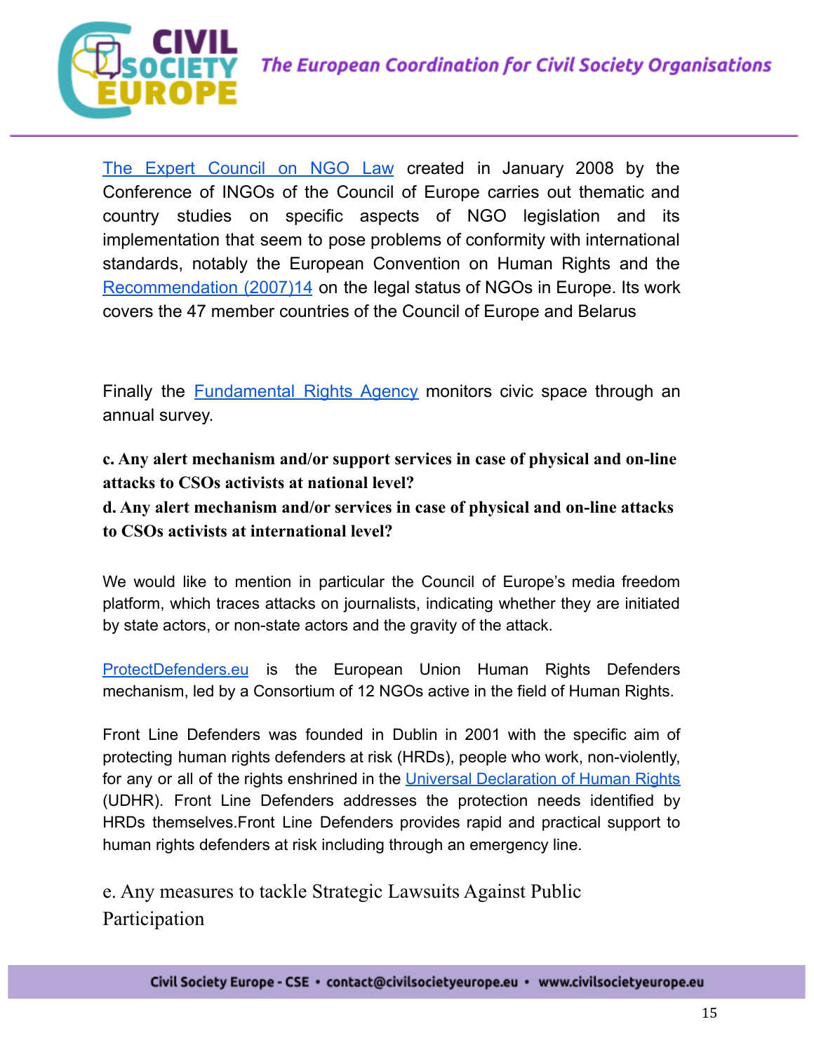The Expert Council on NGO Law created in January 2008 by the Conference of INGOs of the Council of Europe carries out thematic and country studies on specific aspects of NGO legislation and its implementation that seem to pose problems of conformity with international standards, notably the European Convention on Human Rights and the Recommendation (2007)14 on the legal status of NGOs in Europe. Its work covers the 47 member countries of the Council of Europe and Belarus

Finally the Fundamental Rights Agency monitors civic space through an annual survey.

**c. Any alert mechanism and/or support services in case of physical and on-line attacks to CSOs activists at national level?**

**d. Any alert mechanism and/or services in case of physical and on-line attacks to CSOs activists at international level?**

We would like to mention in particular the Council of Europe's media freedom platform, which traces attacks on journalists, indicating whether they are initiated by state actors, or non-state actors and the gravity of the attack.

ProtectDefenders.eu is the European Union Human Rights Defenders mechanism, led by a Consortium of 12 NGOs active in the field of Human Rights.

Front Line Defenders was founded in Dublin in 2001 with the specific aim of protecting human rights defenders at risk (HRDs), people who work, non-violently, for any or all of the rights enshrined in the Universal Declaration of Human Rights (UDHR). Front Line Defenders addresses the protection needs identified by HRDs themselves.Front Line Defenders provides rapid and practical support to human rights defenders at risk including through an emergency line.

e. Any measures to tackle Strategic Lawsuits Against Public Participation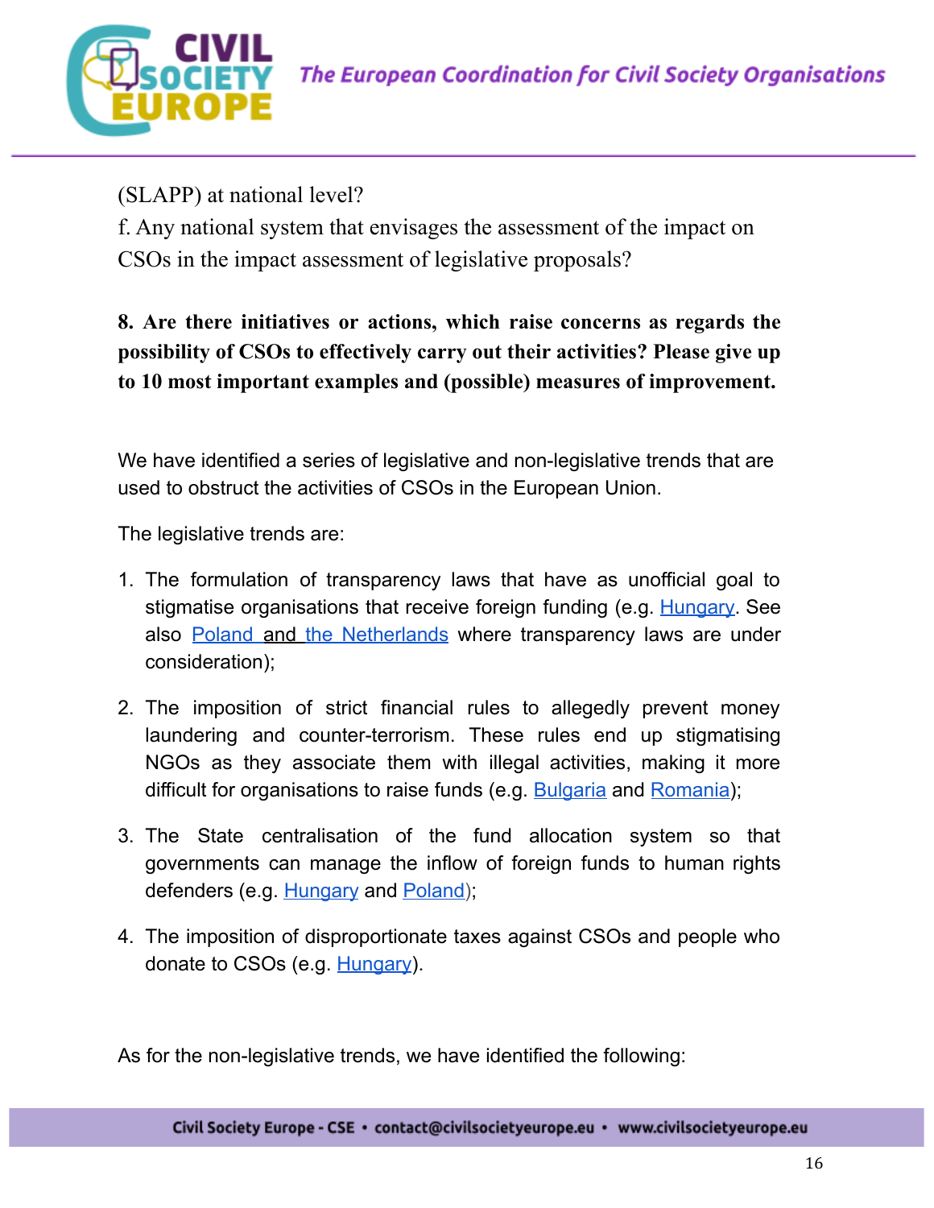(SLAPP) at national level?

f. Any national system that envisages the assessment of the impact on CSOs in the impact assessment of legislative proposals?

**8. Are there initiatives or actions, which raise concerns as regards the possibility of CSOs to effectively carry out their activities? Please give up to 10 most important examples and (possible) measures of improvement.**

We have identified a series of legislative and non-legislative trends that are used to obstruct the activities of CSOs in the European Union.

The legislative trends are:

1. The formulation of transparency laws that have as unofficial goal to stigmatise organisations that receive foreign funding (e.g. Hungary. See also Poland and the Netherlands where transparency laws are under consideration);
2. The imposition of strict financial rules to allegedly prevent money laundering and counter-terrorism. These rules end up stigmatising NGOs as they associate them with illegal activities, making it more difficult for organisations to raise funds (e.g. Bulgaria and Romania);
3. The State centralisation of the fund allocation system so that governments can manage the inflow of foreign funds to human rights defenders (e.g. Hungary and Poland);
4. The imposition of disproportionate taxes against CSOs and people who donate to CSOs (e.g. Hungary).

As for the non-legislative trends, we have identified the following: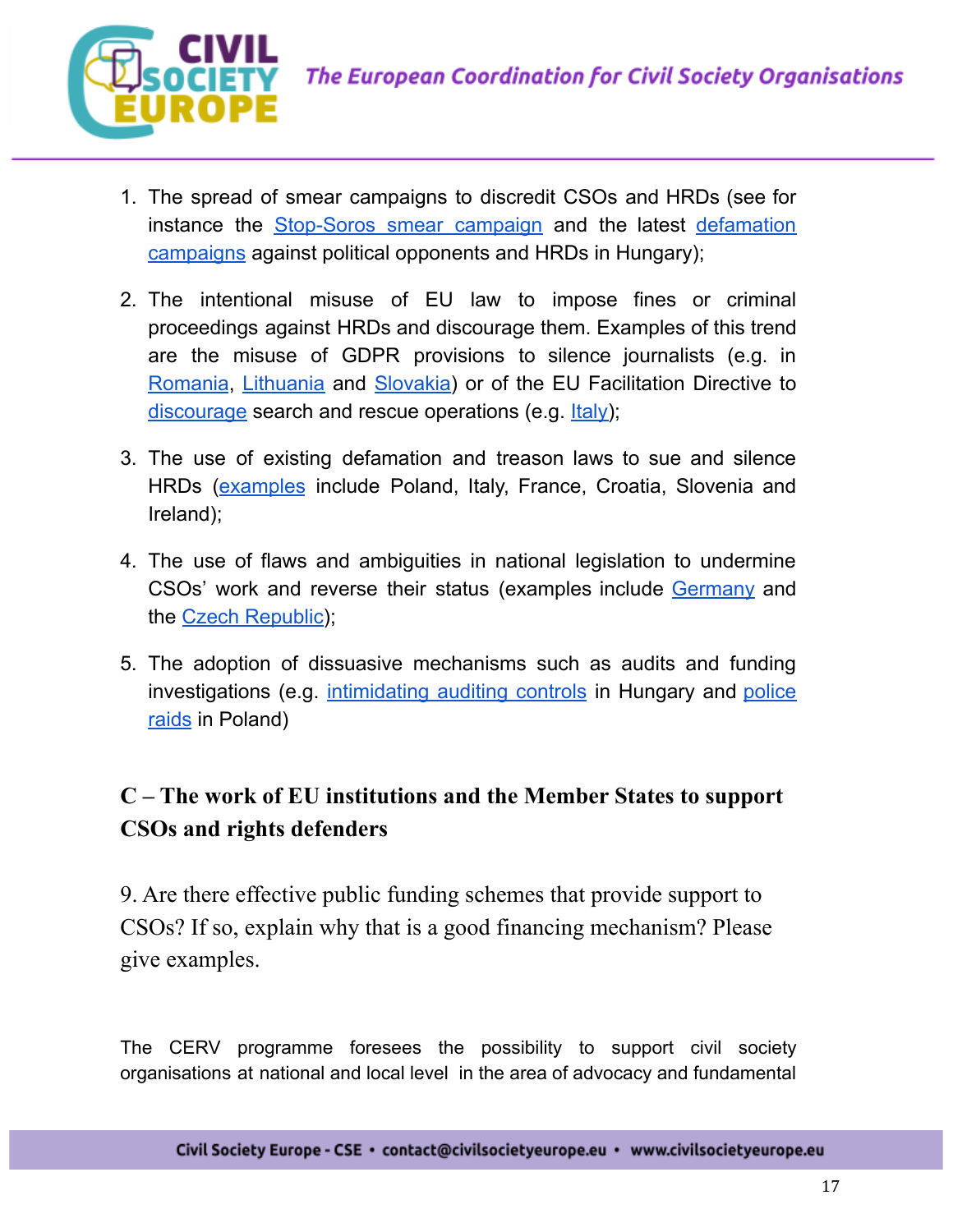1. The spread of smear campaigns to discredit CSOs and HRDs (see for instance the Stop-Soros smear campaign and the latest defamation campaigns against political opponents and HRDs in Hungary);
2. The intentional misuse of EU law to impose fines or criminal proceedings against HRDs and discourage them. Examples of this trend are the misuse of GDPR provisions to silence journalists (e.g. in Romania, Lithuania and Slovakia) or of the EU Facilitation Directive to discourage search and rescue operations (e.g. Italy);
3. The use of existing defamation and treason laws to sue and silence HRDs (examples include Poland, Italy, France, Croatia, Slovenia and Ireland);
4. The use of flaws and ambiguities in national legislation to undermine CSOs' work and reverse their status (examples include Germany and the Czech Republic);
5. The adoption of dissuasive mechanisms such as audits and funding investigations (e.g. intimidating auditing controls in Hungary and police raids in Poland)

## C – The work of EU institutions and the Member States to support CSOs and rights defenders

9. Are there effective public funding schemes that provide support to CSOs? If so, explain why that is a good financing mechanism? Please give examples.

The CERV programme foresees the possibility to support civil society organisations at national and local level in the area of advocacy and fundamental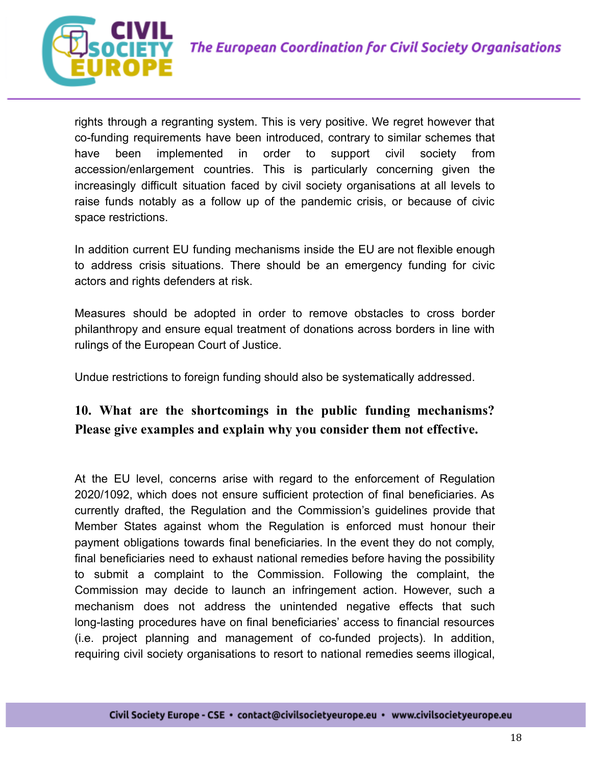rights through a regranting system. This is very positive. We regret however that co-funding requirements have been introduced, contrary to similar schemes that have been implemented in order to support civil society from accession/enlargement countries. This is particularly concerning given the increasingly difficult situation faced by civil society organisations at all levels to raise funds notably as a follow up of the pandemic crisis, or because of civic space restrictions.

In addition current EU funding mechanisms inside the EU are not flexible enough to address crisis situations. There should be an emergency funding for civic actors and rights defenders at risk.

Measures should be adopted in order to remove obstacles to cross border philanthropy and ensure equal treatment of donations across borders in line with rulings of the European Court of Justice.

Undue restrictions to foreign funding should also be systematically addressed.

### 10. What are the shortcomings in the public funding mechanisms? Please give examples and explain why you consider them not effective.

At the EU level, concerns arise with regard to the enforcement of Regulation 2020/1092, which does not ensure sufficient protection of final beneficiaries. As currently drafted, the Regulation and the Commission's guidelines provide that Member States against whom the Regulation is enforced must honour their payment obligations towards final beneficiaries. In the event they do not comply, final beneficiaries need to exhaust national remedies before having the possibility to submit a complaint to the Commission. Following the complaint, the Commission may decide to launch an infringement action. However, such a mechanism does not address the unintended negative effects that such long-lasting procedures have on final beneficiaries' access to financial resources (i.e. project planning and management of co-funded projects). In addition, requiring civil society organisations to resort to national remedies seems illogical,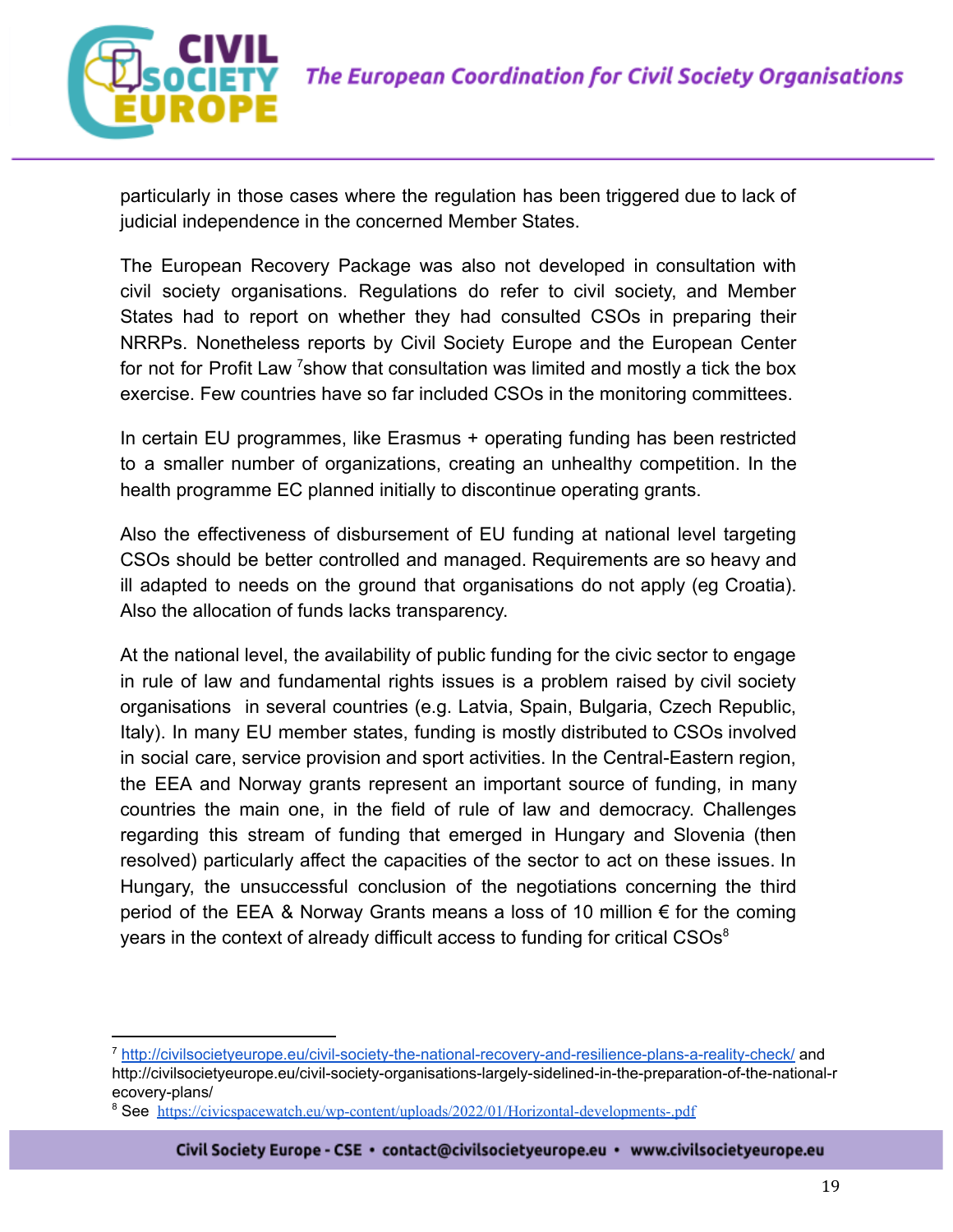particularly in those cases where the regulation has been triggered due to lack of judicial independence in the concerned Member States.

The European Recovery Package was also not developed in consultation with civil society organisations. Regulations do refer to civil society, and Member States had to report on whether they had consulted CSOs in preparing their NRRPs. Nonetheless reports by Civil Society Europe and the European Center for not for Profit Law [7]show that consultation was limited and mostly a tick the box exercise. Few countries have so far included CSOs in the monitoring committees.

In certain EU programmes, like Erasmus + operating funding has been restricted to a smaller number of organizations, creating an unhealthy competition. In the health programme EC planned initially to discontinue operating grants.

Also the effectiveness of disbursement of EU funding at national level targeting CSOs should be better controlled and managed. Requirements are so heavy and ill adapted to needs on the ground that organisations do not apply (eg Croatia). Also the allocation of funds lacks transparency.

At the national level, the availability of public funding for the civic sector to engage in rule of law and fundamental rights issues is a problem raised by civil society organisations in several countries (e.g. Latvia, Spain, Bulgaria, Czech Republic, Italy). In many EU member states, funding is mostly distributed to CSOs involved in social care, service provision and sport activities. In the Central-Eastern region, the EEA and Norway grants represent an important source of funding, in many countries the main one, in the field of rule of law and democracy. Challenges regarding this stream of funding that emerged in Hungary and Slovenia (then resolved) particularly affect the capacities of the sector to act on these issues. In Hungary, the unsuccessful conclusion of the negotiations concerning the third period of the EEA & Norway Grants means a loss of 10 million € for the coming years in the context of already difficult access to funding for critical CSOs[8]

---

[7] http://civilsocietyeurope.eu/civil-society-the-national-recovery-and-resilience-plans-a-reality-check/ and http://civilsocietyeurope.eu/civil-society-organisations-largely-sidelined-in-the-preparation-of-the-national-recovery-plans/

[8] See https://civicspacewatch.eu/wp-content/uploads/2022/01/Horizontal-developments-.pdf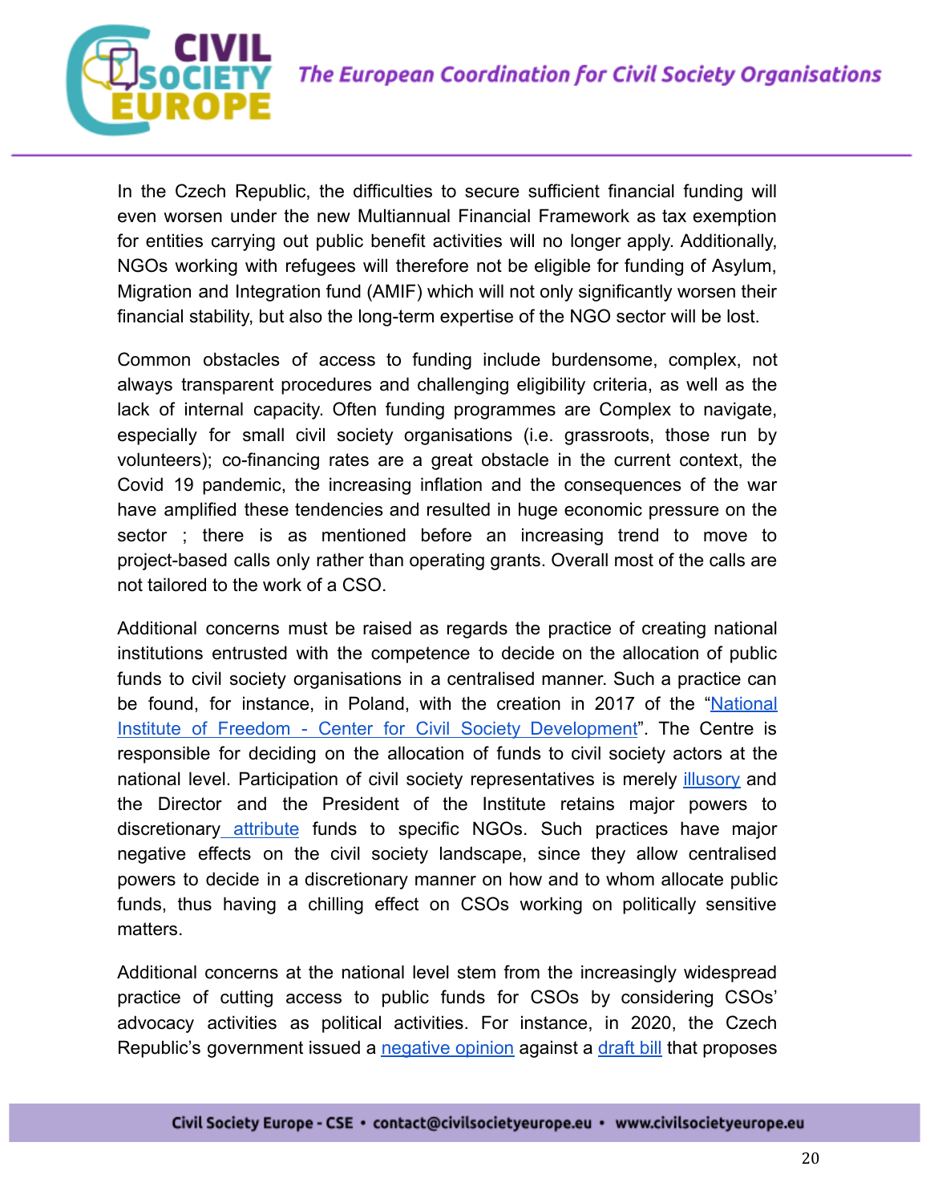In the Czech Republic, the difficulties to secure sufficient financial funding will even worsen under the new Multiannual Financial Framework as tax exemption for entities carrying out public benefit activities will no longer apply. Additionally, NGOs working with refugees will therefore not be eligible for funding of Asylum, Migration and Integration fund (AMIF) which will not only significantly worsen their financial stability, but also the long-term expertise of the NGO sector will be lost.

Common obstacles of access to funding include burdensome, complex, not always transparent procedures and challenging eligibility criteria, as well as the lack of internal capacity. Often funding programmes are Complex to navigate, especially for small civil society organisations (i.e. grassroots, those run by volunteers); co-financing rates are a great obstacle in the current context, the Covid 19 pandemic, the increasing inflation and the consequences of the war have amplified these tendencies and resulted in huge economic pressure on the sector ; there is as mentioned before an increasing trend to move to project-based calls only rather than operating grants. Overall most of the calls are not tailored to the work of a CSO.

Additional concerns must be raised as regards the practice of creating national institutions entrusted with the competence to decide on the allocation of public funds to civil society organisations in a centralised manner. Such a practice can be found, for instance, in Poland, with the creation in 2017 of the "National Institute of Freedom - Center for Civil Society Development". The Centre is responsible for deciding on the allocation of funds to civil society actors at the national level. Participation of civil society representatives is merely illusory and the Director and the President of the Institute retains major powers to discretionary attribute funds to specific NGOs. Such practices have major negative effects on the civil society landscape, since they allow centralised powers to decide in a discretionary manner on how and to whom allocate public funds, thus having a chilling effect on CSOs working on politically sensitive matters.

Additional concerns at the national level stem from the increasingly widespread practice of cutting access to public funds for CSOs by considering CSOs' advocacy activities as political activities. For instance, in 2020, the Czech Republic's government issued a negative opinion against a draft bill that proposes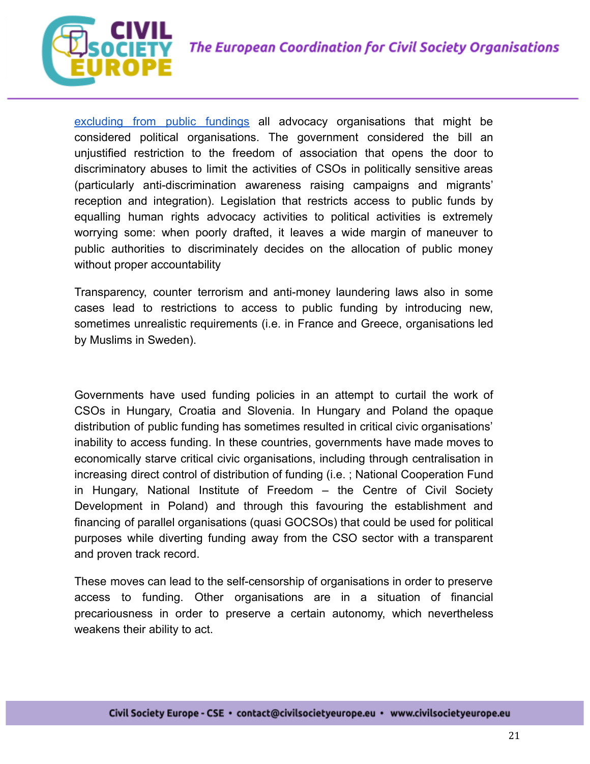[excluding from public fundings]() all advocacy organisations that might be considered political organisations. The government considered the bill an unjustified restriction to the freedom of association that opens the door to discriminatory abuses to limit the activities of CSOs in politically sensitive areas (particularly anti-discrimination awareness raising campaigns and migrants' reception and integration). Legislation that restricts access to public funds by equalling human rights advocacy activities to political activities is extremely worrying some: when poorly drafted, it leaves a wide margin of maneuver to public authorities to discriminately decides on the allocation of public money without proper accountability

Transparency, counter terrorism and anti-money laundering laws also in some cases lead to restrictions to access to public funding by introducing new, sometimes unrealistic requirements (i.e. in France and Greece, organisations led by Muslims in Sweden).

Governments have used funding policies in an attempt to curtail the work of CSOs in Hungary, Croatia and Slovenia. In Hungary and Poland the opaque distribution of public funding has sometimes resulted in critical civic organisations' inability to access funding. In these countries, governments have made moves to economically starve critical civic organisations, including through centralisation in increasing direct control of distribution of funding (i.e. ; National Cooperation Fund in Hungary, National Institute of Freedom – the Centre of Civil Society Development in Poland) and through this favouring the establishment and financing of parallel organisations (quasi GOCSOs) that could be used for political purposes while diverting funding away from the CSO sector with a transparent and proven track record.

These moves can lead to the self-censorship of organisations in order to preserve access to funding. Other organisations are in a situation of financial precariousness in order to preserve a certain autonomy, which nevertheless weakens their ability to act.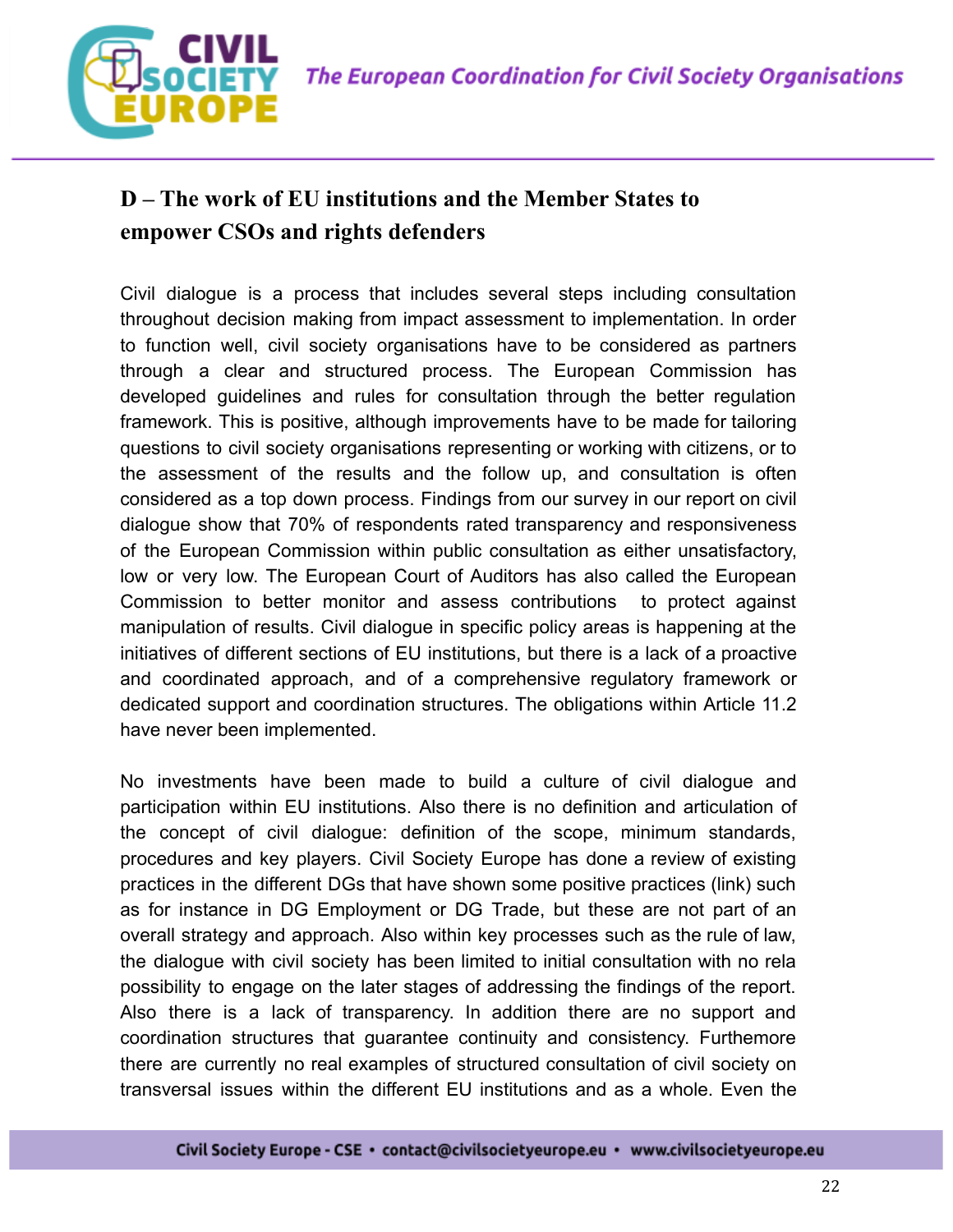## D – The work of EU institutions and the Member States to empower CSOs and rights defenders

Civil dialogue is a process that includes several steps including consultation throughout decision making from impact assessment to implementation. In order to function well, civil society organisations have to be considered as partners through a clear and structured process. The European Commission has developed guidelines and rules for consultation through the better regulation framework. This is positive, although improvements have to be made for tailoring questions to civil society organisations representing or working with citizens, or to the assessment of the results and the follow up, and consultation is often considered as a top down process. Findings from our survey in our report on civil dialogue show that 70% of respondents rated transparency and responsiveness of the European Commission within public consultation as either unsatisfactory, low or very low. The European Court of Auditors has also called the European Commission to better monitor and assess contributions to protect against manipulation of results. Civil dialogue in specific policy areas is happening at the initiatives of different sections of EU institutions, but there is a lack of a proactive and coordinated approach, and of a comprehensive regulatory framework or dedicated support and coordination structures. The obligations within Article 11.2 have never been implemented.

No investments have been made to build a culture of civil dialogue and participation within EU institutions. Also there is no definition and articulation of the concept of civil dialogue: definition of the scope, minimum standards, procedures and key players. Civil Society Europe has done a review of existing practices in the different DGs that have shown some positive practices (link) such as for instance in DG Employment or DG Trade, but these are not part of an overall strategy and approach. Also within key processes such as the rule of law, the dialogue with civil society has been limited to initial consultation with no rela possibility to engage on the later stages of addressing the findings of the report. Also there is a lack of transparency. In addition there are no support and coordination structures that guarantee continuity and consistency. Furthermore there are currently no real examples of structured consultation of civil society on transversal issues within the different EU institutions and as a whole. Even the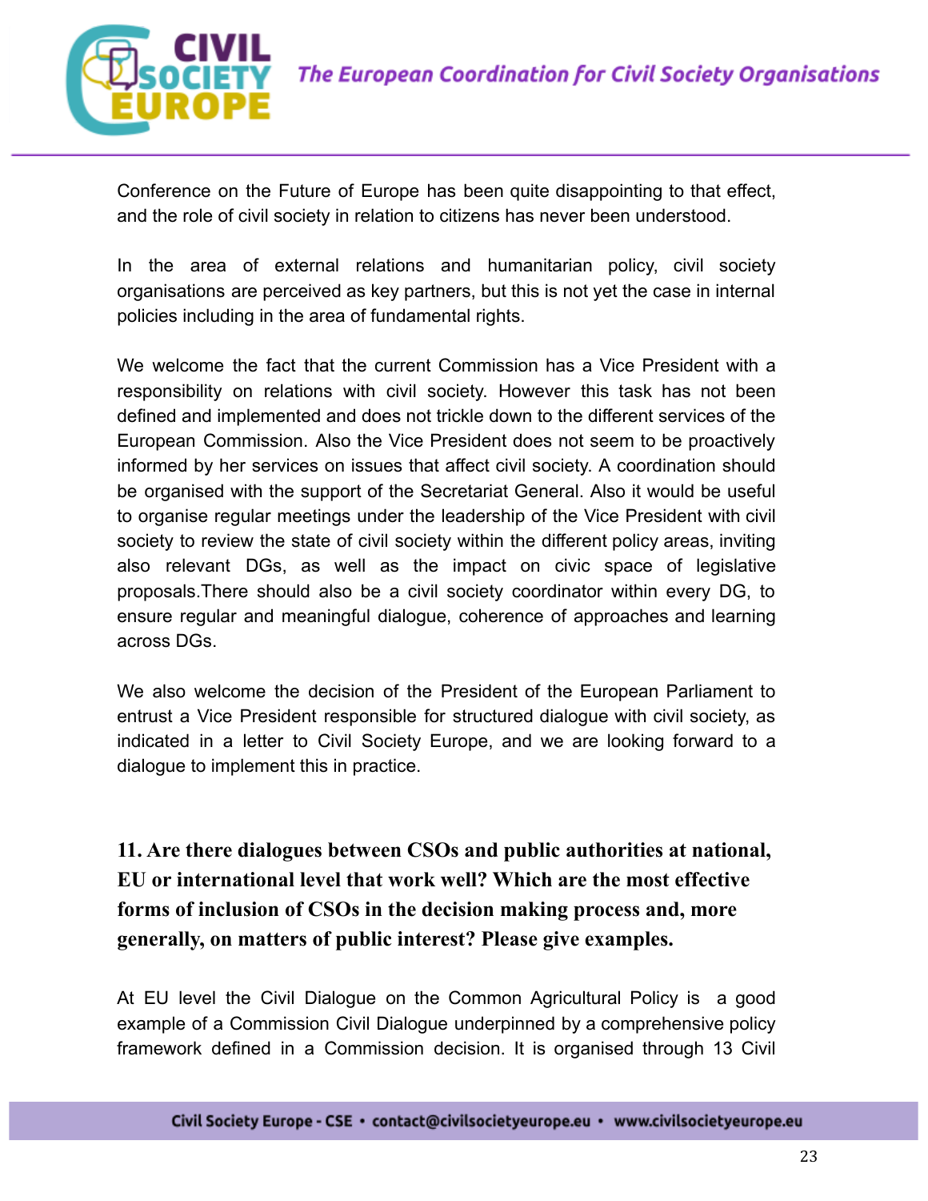Conference on the Future of Europe has been quite disappointing to that effect, and the role of civil society in relation to citizens has never been understood.

In the area of external relations and humanitarian policy, civil society organisations are perceived as key partners, but this is not yet the case in internal policies including in the area of fundamental rights.

We welcome the fact that the current Commission has a Vice President with a responsibility on relations with civil society. However this task has not been defined and implemented and does not trickle down to the different services of the European Commission. Also the Vice President does not seem to be proactively informed by her services on issues that affect civil society. A coordination should be organised with the support of the Secretariat General. Also it would be useful to organise regular meetings under the leadership of the Vice President with civil society to review the state of civil society within the different policy areas, inviting also relevant DGs, as well as the impact on civic space of legislative proposals.There should also be a civil society coordinator within every DG, to ensure regular and meaningful dialogue, coherence of approaches and learning across DGs.

We also welcome the decision of the President of the European Parliament to entrust a Vice President responsible for structured dialogue with civil society, as indicated in a letter to Civil Society Europe, and we are looking forward to a dialogue to implement this in practice.

## 11. Are there dialogues between CSOs and public authorities at national, EU or international level that work well? Which are the most effective forms of inclusion of CSOs in the decision making process and, more generally, on matters of public interest? Please give examples.

At EU level the Civil Dialogue on the Common Agricultural Policy is a good example of a Commission Civil Dialogue underpinned by a comprehensive policy framework defined in a Commission decision. It is organised through 13 Civil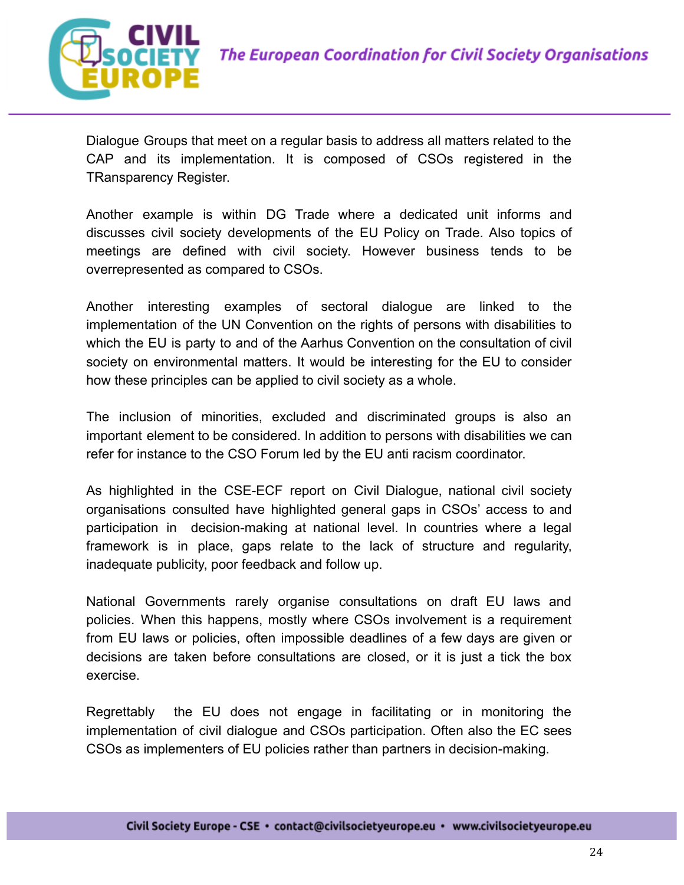Dialogue Groups that meet on a regular basis to address all matters related to the CAP and its implementation. It is composed of CSOs registered in the TRansparency Register.

Another example is within DG Trade where a dedicated unit informs and discusses civil society developments of the EU Policy on Trade. Also topics of meetings are defined with civil society. However business tends to be overrepresented as compared to CSOs.

Another interesting examples of sectoral dialogue are linked to the implementation of the UN Convention on the rights of persons with disabilities to which the EU is party to and of the Aarhus Convention on the consultation of civil society on environmental matters. It would be interesting for the EU to consider how these principles can be applied to civil society as a whole.

The inclusion of minorities, excluded and discriminated groups is also an important element to be considered. In addition to persons with disabilities we can refer for instance to the CSO Forum led by the EU anti racism coordinator.

As highlighted in the CSE-ECF report on Civil Dialogue, national civil society organisations consulted have highlighted general gaps in CSOs' access to and participation in decision-making at national level. In countries where a legal framework is in place, gaps relate to the lack of structure and regularity, inadequate publicity, poor feedback and follow up.

National Governments rarely organise consultations on draft EU laws and policies. When this happens, mostly where CSOs involvement is a requirement from EU laws or policies, often impossible deadlines of a few days are given or decisions are taken before consultations are closed, or it is just a tick the box exercise.

Regrettably the EU does not engage in facilitating or in monitoring the implementation of civil dialogue and CSOs participation. Often also the EC sees CSOs as implementers of EU policies rather than partners in decision-making.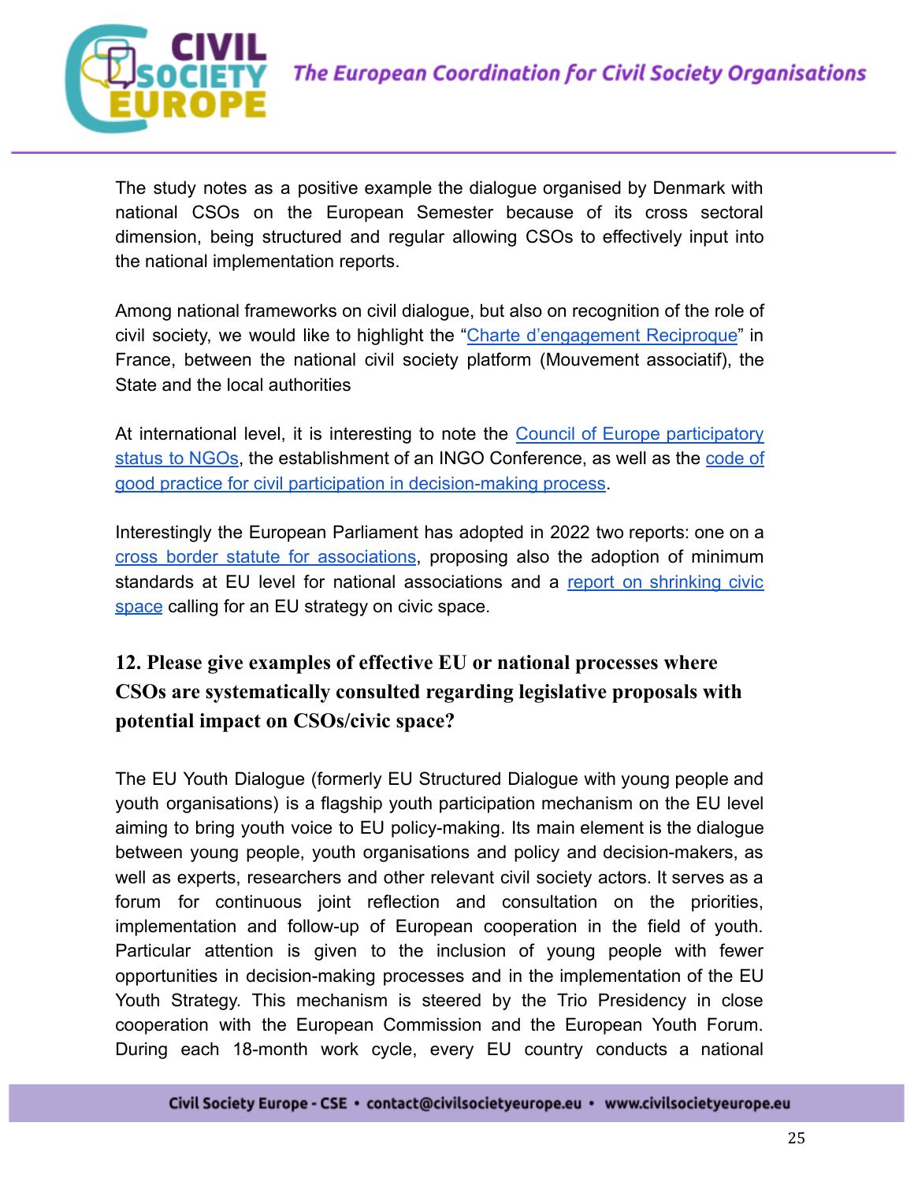The study notes as a positive example the dialogue organised by Denmark with national CSOs on the European Semester because of its cross sectoral dimension, being structured and regular allowing CSOs to effectively input into the national implementation reports.

Among national frameworks on civil dialogue, but also on recognition of the role of civil society, we would like to highlight the "Charte d'engagement Reciproque" in France, between the national civil society platform (Mouvement associatif), the State and the local authorities

At international level, it is interesting to note the Council of Europe participatory status to NGOs, the establishment of an INGO Conference, as well as the code of good practice for civil participation in decision-making process.

Interestingly the European Parliament has adopted in 2022 two reports: one on a cross border statute for associations, proposing also the adoption of minimum standards at EU level for national associations and a report on shrinking civic space calling for an EU strategy on civic space.

## 12. Please give examples of effective EU or national processes where CSOs are systematically consulted regarding legislative proposals with potential impact on CSOs/civic space?

The EU Youth Dialogue (formerly EU Structured Dialogue with young people and youth organisations) is a flagship youth participation mechanism on the EU level aiming to bring youth voice to EU policy-making. Its main element is the dialogue between young people, youth organisations and policy and decision-makers, as well as experts, researchers and other relevant civil society actors. It serves as a forum for continuous joint reflection and consultation on the priorities, implementation and follow-up of European cooperation in the field of youth. Particular attention is given to the inclusion of young people with fewer opportunities in decision-making processes and in the implementation of the EU Youth Strategy. This mechanism is steered by the Trio Presidency in close cooperation with the European Commission and the European Youth Forum. During each 18-month work cycle, every EU country conducts a national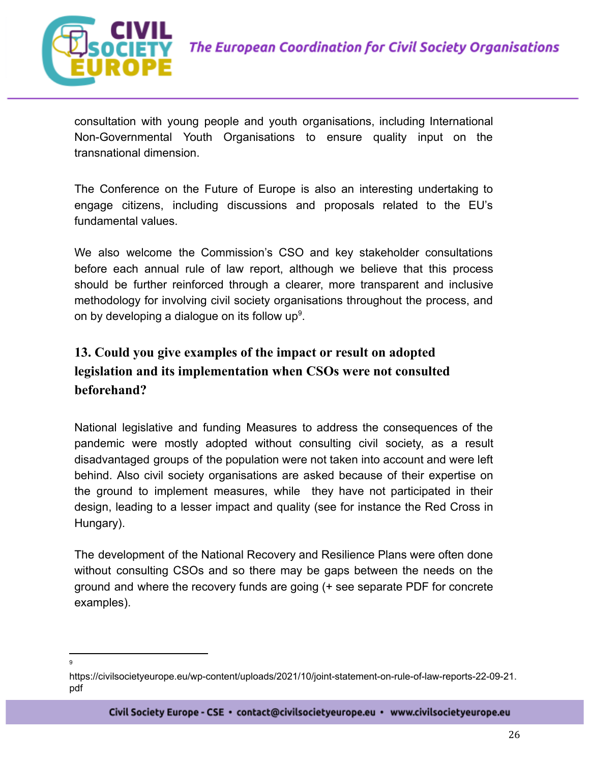consultation with young people and youth organisations, including International Non-Governmental Youth Organisations to ensure quality input on the transnational dimension.

The Conference on the Future of Europe is also an interesting undertaking to engage citizens, including discussions and proposals related to the EU's fundamental values.

We also welcome the Commission's CSO and key stakeholder consultations before each annual rule of law report, although we believe that this process should be further reinforced through a clearer, more transparent and inclusive methodology for involving civil society organisations throughout the process, and on by developing a dialogue on its follow up[9].

## 13. Could you give examples of the impact or result on adopted legislation and its implementation when CSOs were not consulted beforehand?

National legislative and funding Measures to address the consequences of the pandemic were mostly adopted without consulting civil society, as a result disadvantaged groups of the population were not taken into account and were left behind. Also civil society organisations are asked because of their expertise on the ground to implement measures, while they have not participated in their design, leading to a lesser impact and quality (see for instance the Red Cross in Hungary).

The development of the National Recovery and Resilience Plans were often done without consulting CSOs and so there may be gaps between the needs on the ground and where the recovery funds are going (+ see separate PDF for concrete examples).

---

[9] https://civilsocietyeurope.eu/wp-content/uploads/2021/10/joint-statement-on-rule-of-law-reports-22-09-21.pdf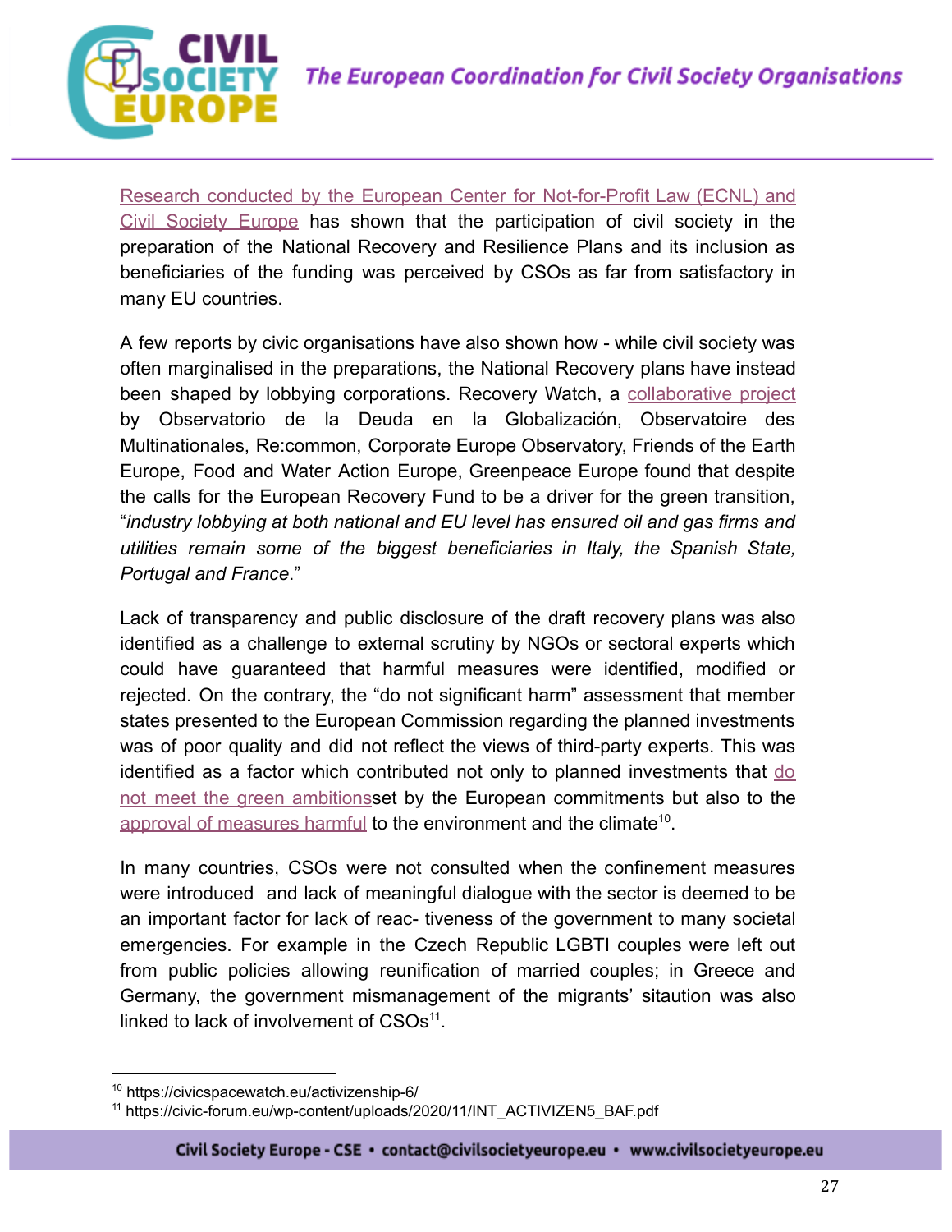Research conducted by the European Center for Not-for-Profit Law (ECNL) and Civil Society Europe has shown that the participation of civil society in the preparation of the National Recovery and Resilience Plans and its inclusion as beneficiaries of the funding was perceived by CSOs as far from satisfactory in many EU countries.

A few reports by civic organisations have also shown how - while civil society was often marginalised in the preparations, the National Recovery plans have instead been shaped by lobbying corporations. Recovery Watch, a collaborative project by Observatorio de la Deuda en la Globalización, Observatoire des Multinationales, Re:common, Corporate Europe Observatory, Friends of the Earth Europe, Food and Water Action Europe, Greenpeace Europe found that despite the calls for the European Recovery Fund to be a driver for the green transition, "*industry lobbying at both national and EU level has ensured oil and gas firms and utilities remain some of the biggest beneficiaries in Italy, the Spanish State, Portugal and France*."

Lack of transparency and public disclosure of the draft recovery plans was also identified as a challenge to external scrutiny by NGOs or sectoral experts which could have guaranteed that harmful measures were identified, modified or rejected. On the contrary, the "do not significant harm" assessment that member states presented to the European Commission regarding the planned investments was of poor quality and did not reflect the views of third-party experts. This was identified as a factor which contributed not only to planned investments that do not meet the green ambitionsset by the European commitments but also to the approval of measures harmful to the environment and the climate[10].

In many countries, CSOs were not consulted when the confinement measures were introduced  and lack of meaningful dialogue with the sector is deemed to be an important factor for lack of reac- tiveness of the government to many societal emergencies. For example in the Czech Republic LGBTI couples were left out from public policies allowing reunification of married couples; in Greece and Germany, the government mismanagement of the migrants' sitaution was also linked to lack of involvement of CSOs[11].

---

[10] https://civicspacewatch.eu/activizenship-6/

[11] https://civic-forum.eu/wp-content/uploads/2020/11/INT_ACTIVIZEN5_BAF.pdf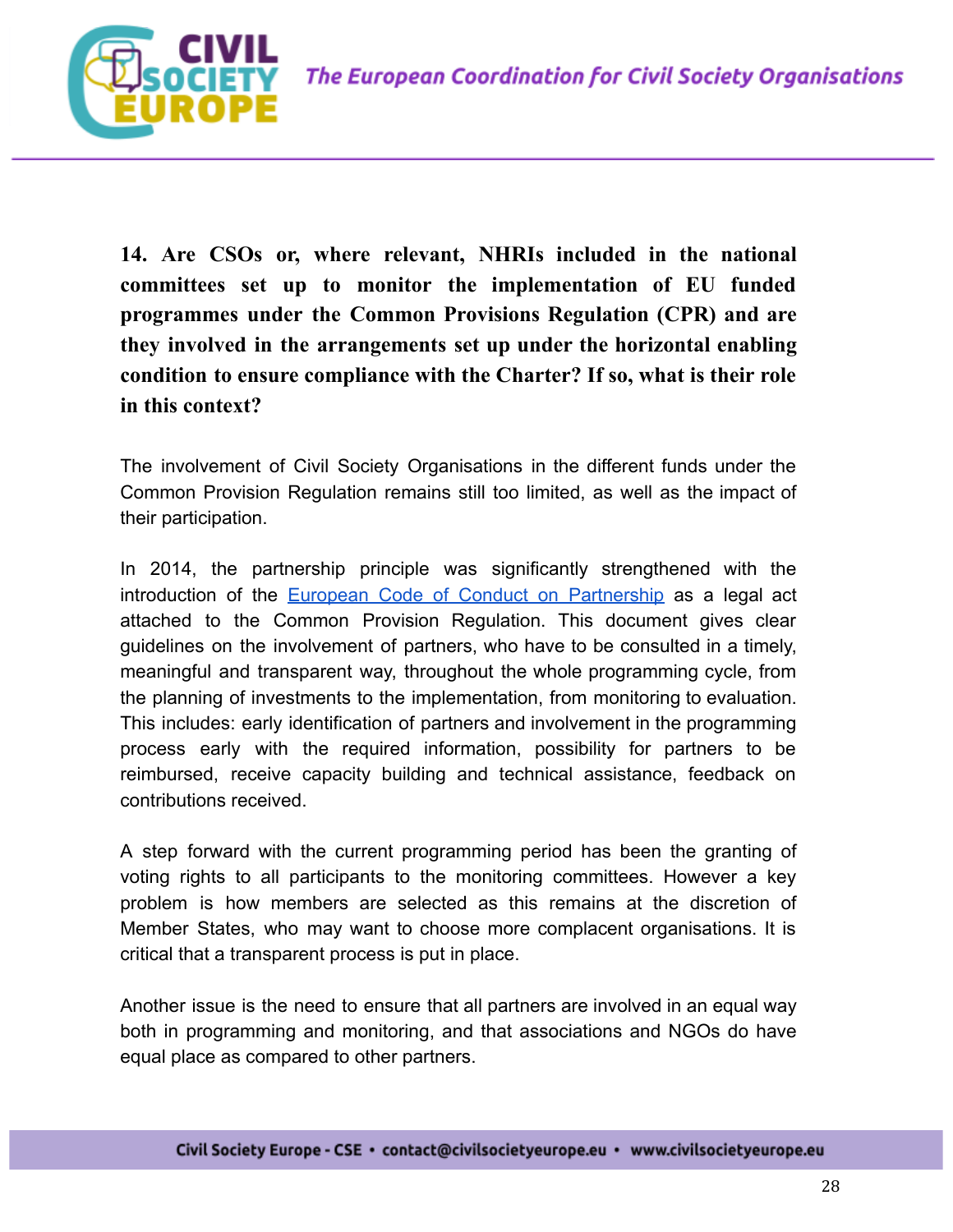**14. Are CSOs or, where relevant, NHRIs included in the national committees set up to monitor the implementation of EU funded programmes under the Common Provisions Regulation (CPR) and are they involved in the arrangements set up under the horizontal enabling condition to ensure compliance with the Charter? If so, what is their role in this context?**

The involvement of Civil Society Organisations in the different funds under the Common Provision Regulation remains still too limited, as well as the impact of their participation.

In 2014, the partnership principle was significantly strengthened with the introduction of the [European Code of Conduct on Partnership] as a legal act attached to the Common Provision Regulation. This document gives clear guidelines on the involvement of partners, who have to be consulted in a timely, meaningful and transparent way, throughout the whole programming cycle, from the planning of investments to the implementation, from monitoring to evaluation. This includes: early identification of partners and involvement in the programming process early with the required information, possibility for partners to be reimbursed, receive capacity building and technical assistance, feedback on contributions received.

A step forward with the current programming period has been the granting of voting rights to all participants to the monitoring committees. However a key problem is how members are selected as this remains at the discretion of Member States, who may want to choose more complacent organisations. It is critical that a transparent process is put in place.

Another issue is the need to ensure that all partners are involved in an equal way both in programming and monitoring, and that associations and NGOs do have equal place as compared to other partners.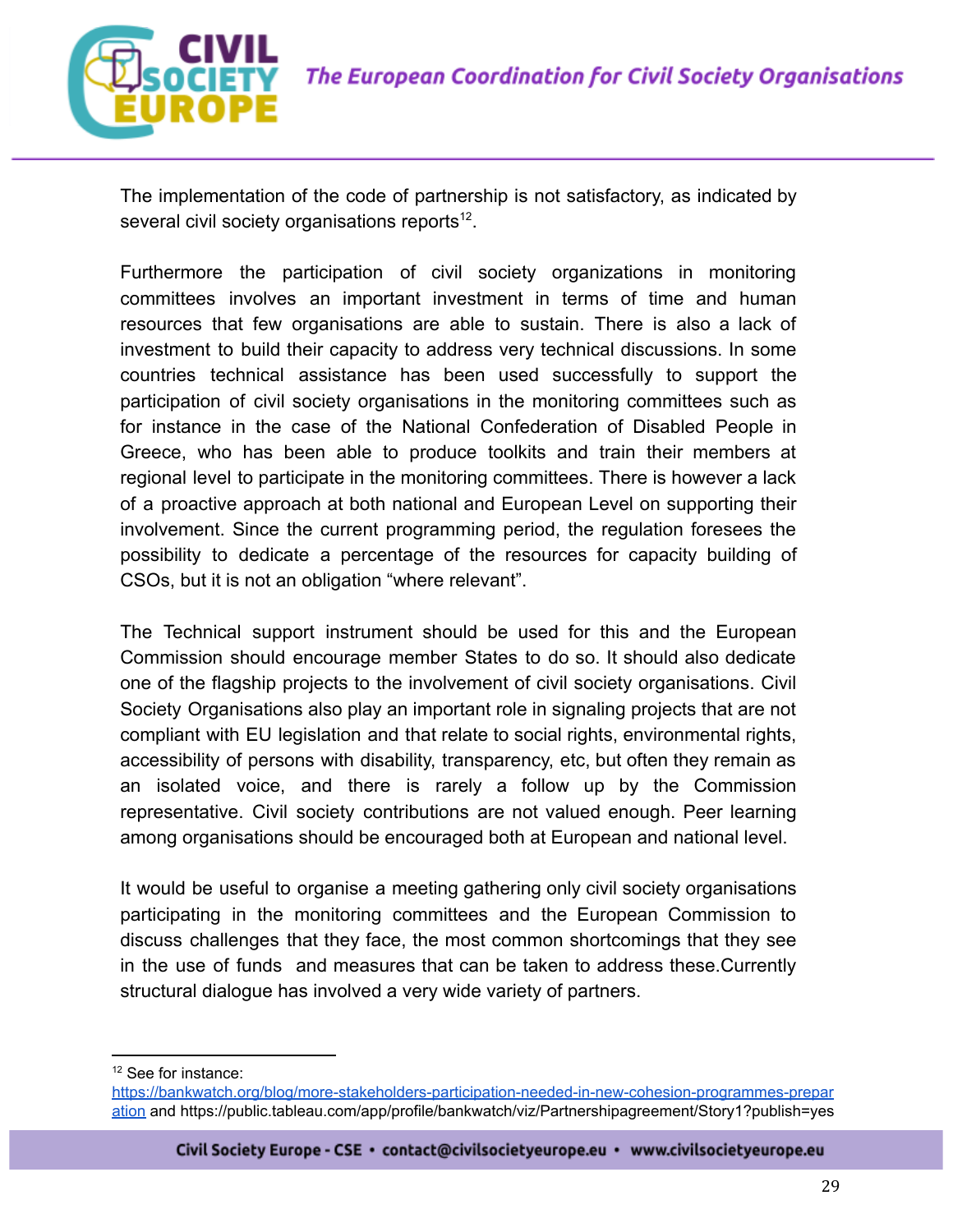The implementation of the code of partnership is not satisfactory, as indicated by several civil society organisations reports[12].

Furthermore the participation of civil society organizations in monitoring committees involves an important investment in terms of time and human resources that few organisations are able to sustain. There is also a lack of investment to build their capacity to address very technical discussions. In some countries technical assistance has been used successfully to support the participation of civil society organisations in the monitoring committees such as for instance in the case of the National Confederation of Disabled People in Greece, who has been able to produce toolkits and train their members at regional level to participate in the monitoring committees. There is however a lack of a proactive approach at both national and European Level on supporting their involvement. Since the current programming period, the regulation foresees the possibility to dedicate a percentage of the resources for capacity building of CSOs, but it is not an obligation "where relevant".

The Technical support instrument should be used for this and the European Commission should encourage member States to do so. It should also dedicate one of the flagship projects to the involvement of civil society organisations. Civil Society Organisations also play an important role in signaling projects that are not compliant with EU legislation and that relate to social rights, environmental rights, accessibility of persons with disability, transparency, etc, but often they remain as an isolated voice, and there is rarely a follow up by the Commission representative. Civil society contributions are not valued enough. Peer learning among organisations should be encouraged both at European and national level.

It would be useful to organise a meeting gathering only civil society organisations participating in the monitoring committees and the European Commission to discuss challenges that they face, the most common shortcomings that they see in the use of funds and measures that can be taken to address these.Currently structural dialogue has involved a very wide variety of partners.

---

[12] See for instance: [https://bankwatch.org/blog/more-stakeholders-participation-needed-in-new-cohesion-programmes-preparation](https://bankwatch.org/blog/more-stakeholders-participation-needed-in-new-cohesion-programmes-preparation) and https://public.tableau.com/app/profile/bankwatch/viz/Partnershipagreement/Story1?publish=yes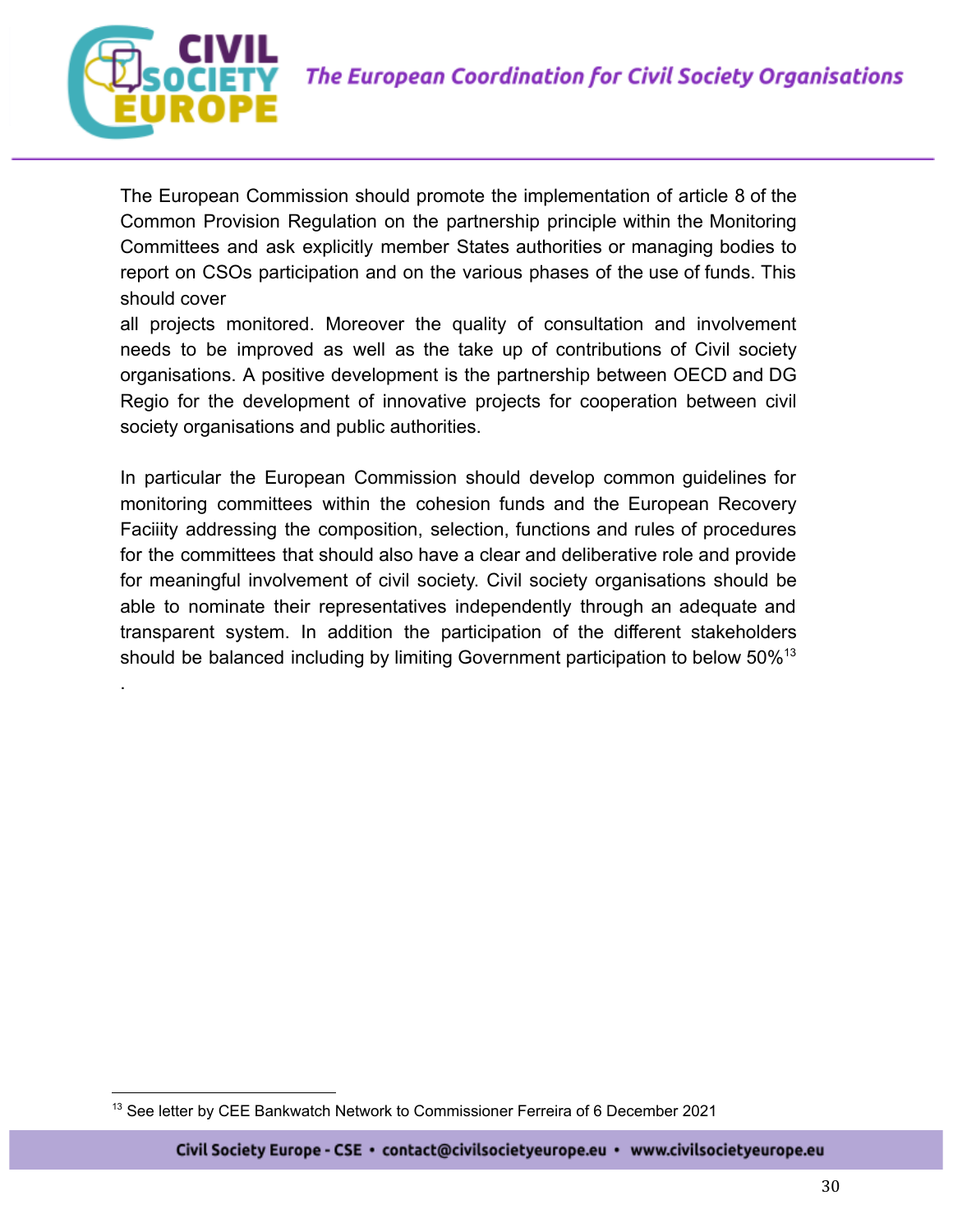The European Commission should promote the implementation of article 8 of the Common Provision Regulation on the partnership principle within the Monitoring Committees and ask explicitly member States authorities or managing bodies to report on CSOs participation and on the various phases of the use of funds. This should cover
all projects monitored. Moreover the quality of consultation and involvement needs to be improved as well as the take up of contributions of Civil society organisations. A positive development is the partnership between OECD and DG Regio for the development of innovative projects for cooperation between civil society organisations and public authorities.

In particular the European Commission should develop common guidelines for monitoring committees within the cohesion funds and the European Recovery Faciiity addressing the composition, selection, functions and rules of procedures for the committees that should also have a clear and deliberative role and provide for meaningful involvement of civil society. Civil society organisations should be able to nominate their representatives independently through an adequate and transparent system. In addition the participation of the different stakeholders should be balanced including by limiting Government participation to below 50%[13]
.

[13] See letter by CEE Bankwatch Network to Commissioner Ferreira of 6 December 2021